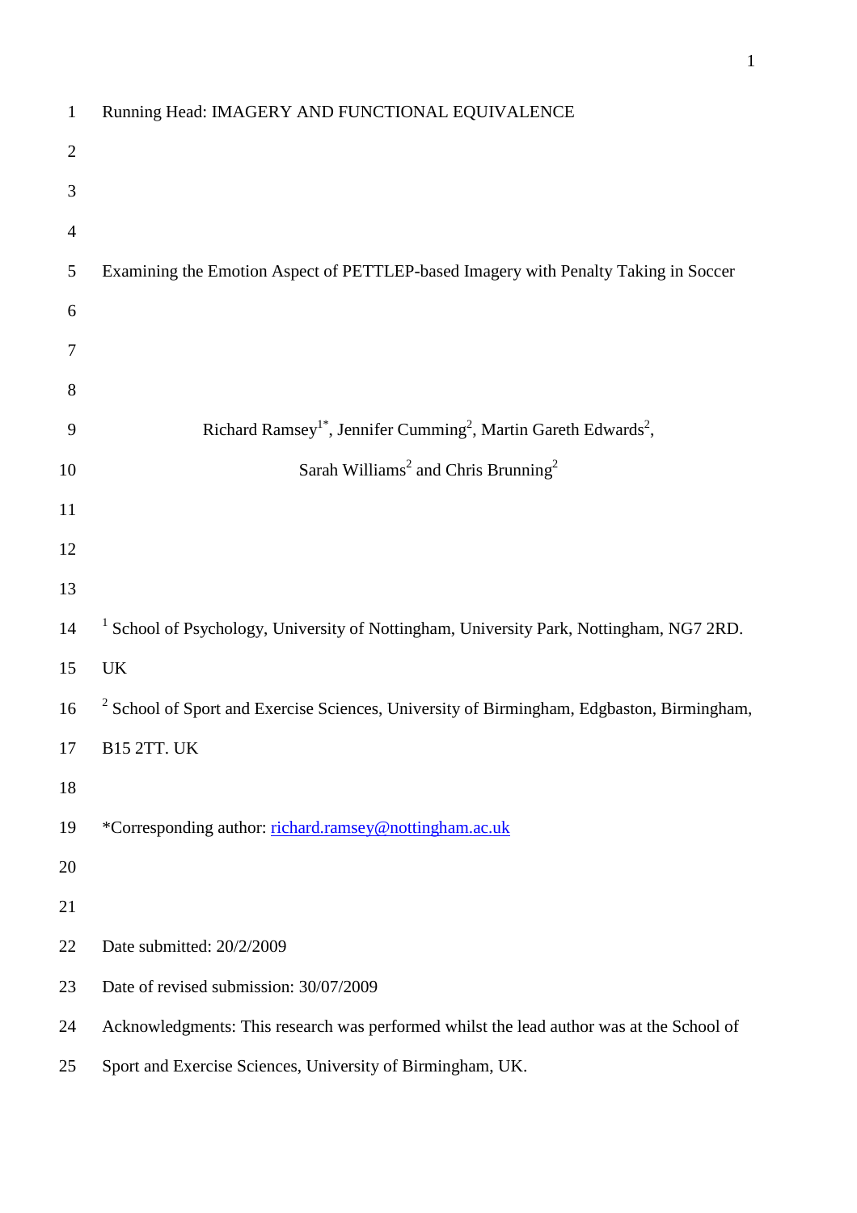Running Head: IMAGERY AND FUNCTIONAL EQUIVALENCE

# Examining the Emotion Aspect of PETTLEP-based Imagery with Penalty Taking in Soccer

Richard Ramsey[1*], Jennifer Cumming[2], Martin Gareth Edwards[2], Sarah Williams[2] and Chris Brunning[2]

[1] School of Psychology, University of Nottingham, University Park, Nottingham, NG7 2RD. UK

[2] School of Sport and Exercise Sciences, University of Birmingham, Edgbaston, Birmingham, B15 2TT. UK

*Corresponding author: richard.ramsey@nottingham.ac.uk

Date submitted: 20/2/2009

Date of revised submission: 30/07/2009

Acknowledgments: This research was performed whilst the lead author was at the School of Sport and Exercise Sciences, University of Birmingham, UK.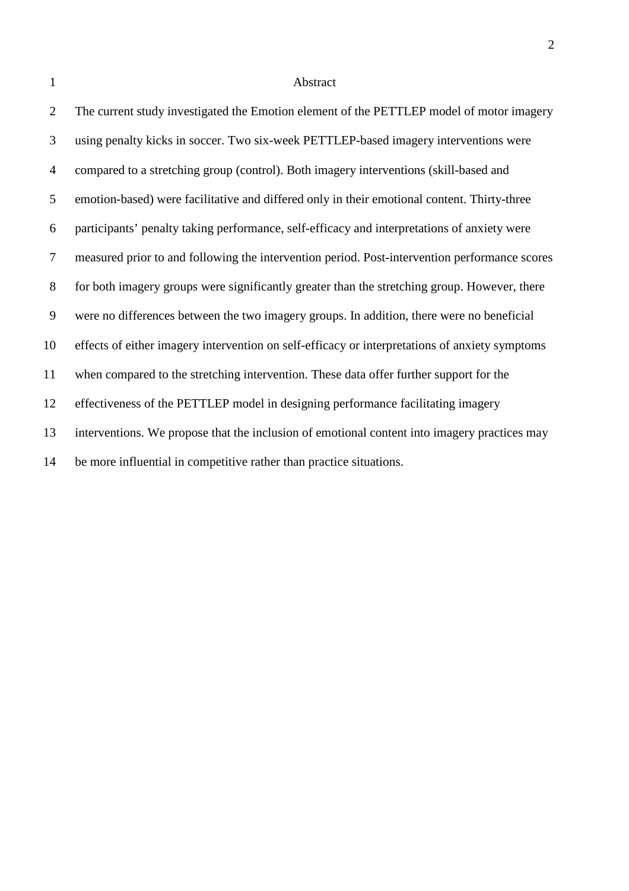# Abstract

The current study investigated the Emotion element of the PETTLEP model of motor imagery using penalty kicks in soccer. Two six-week PETTLEP-based imagery interventions were compared to a stretching group (control). Both imagery interventions (skill-based and emotion-based) were facilitative and differed only in their emotional content. Thirty-three participants' penalty taking performance, self-efficacy and interpretations of anxiety were measured prior to and following the intervention period. Post-intervention performance scores for both imagery groups were significantly greater than the stretching group. However, there were no differences between the two imagery groups. In addition, there were no beneficial effects of either imagery intervention on self-efficacy or interpretations of anxiety symptoms when compared to the stretching intervention. These data offer further support for the effectiveness of the PETTLEP model in designing performance facilitating imagery interventions. We propose that the inclusion of emotional content into imagery practices may be more influential in competitive rather than practice situations.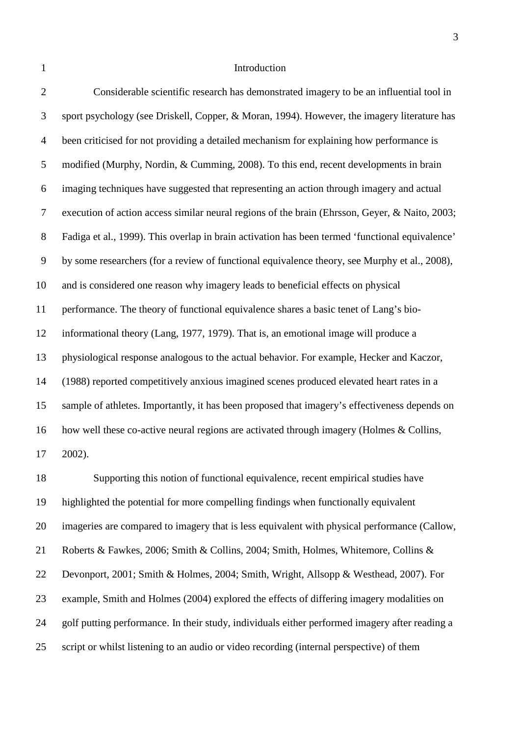# Introduction

Considerable scientific research has demonstrated imagery to be an influential tool in sport psychology (see Driskell, Copper, & Moran, 1994). However, the imagery literature has been criticised for not providing a detailed mechanism for explaining how performance is modified (Murphy, Nordin, & Cumming, 2008). To this end, recent developments in brain imaging techniques have suggested that representing an action through imagery and actual execution of action access similar neural regions of the brain (Ehrsson, Geyer, & Naito, 2003; Fadiga et al., 1999). This overlap in brain activation has been termed 'functional equivalence' by some researchers (for a review of functional equivalence theory, see Murphy et al., 2008), and is considered one reason why imagery leads to beneficial effects on physical performance. The theory of functional equivalence shares a basic tenet of Lang's bio-informational theory (Lang, 1977, 1979). That is, an emotional image will produce a physiological response analogous to the actual behavior. For example, Hecker and Kaczor, (1988) reported competitively anxious imagined scenes produced elevated heart rates in a sample of athletes. Importantly, it has been proposed that imagery's effectiveness depends on how well these co-active neural regions are activated through imagery (Holmes & Collins, 2002).

Supporting this notion of functional equivalence, recent empirical studies have highlighted the potential for more compelling findings when functionally equivalent imageries are compared to imagery that is less equivalent with physical performance (Callow, Roberts & Fawkes, 2006; Smith & Collins, 2004; Smith, Holmes, Whitemore, Collins & Devonport, 2001; Smith & Holmes, 2004; Smith, Wright, Allsopp & Westhead, 2007). For example, Smith and Holmes (2004) explored the effects of differing imagery modalities on golf putting performance. In their study, individuals either performed imagery after reading a script or whilst listening to an audio or video recording (internal perspective) of them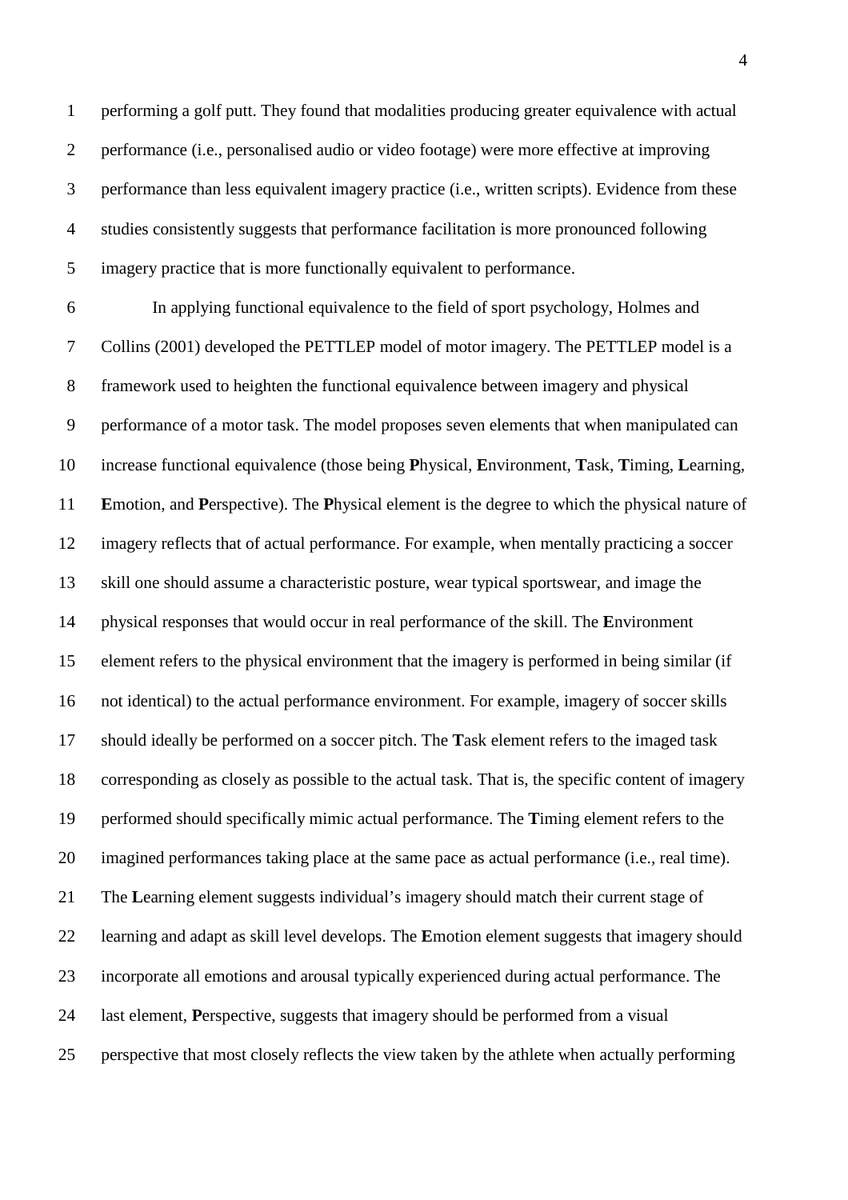performing a golf putt. They found that modalities producing greater equivalence with actual performance (i.e., personalised audio or video footage) were more effective at improving performance than less equivalent imagery practice (i.e., written scripts). Evidence from these studies consistently suggests that performance facilitation is more pronounced following imagery practice that is more functionally equivalent to performance.

In applying functional equivalence to the field of sport psychology, Holmes and Collins (2001) developed the PETTLEP model of motor imagery. The PETTLEP model is a framework used to heighten the functional equivalence between imagery and physical performance of a motor task. The model proposes seven elements that when manipulated can increase functional equivalence (those being **P**hysical, **E**nvironment, **T**ask, **T**iming, **L**earning, **E**motion, and **P**erspective). The **P**hysical element is the degree to which the physical nature of imagery reflects that of actual performance. For example, when mentally practicing a soccer skill one should assume a characteristic posture, wear typical sportswear, and image the physical responses that would occur in real performance of the skill. The **E**nvironment element refers to the physical environment that the imagery is performed in being similar (if not identical) to the actual performance environment. For example, imagery of soccer skills should ideally be performed on a soccer pitch. The **T**ask element refers to the imaged task corresponding as closely as possible to the actual task. That is, the specific content of imagery performed should specifically mimic actual performance. The **T**iming element refers to the imagined performances taking place at the same pace as actual performance (i.e., real time). The **L**earning element suggests individual's imagery should match their current stage of learning and adapt as skill level develops. The **E**motion element suggests that imagery should incorporate all emotions and arousal typically experienced during actual performance. The last element, **P**erspective, suggests that imagery should be performed from a visual perspective that most closely reflects the view taken by the athlete when actually performing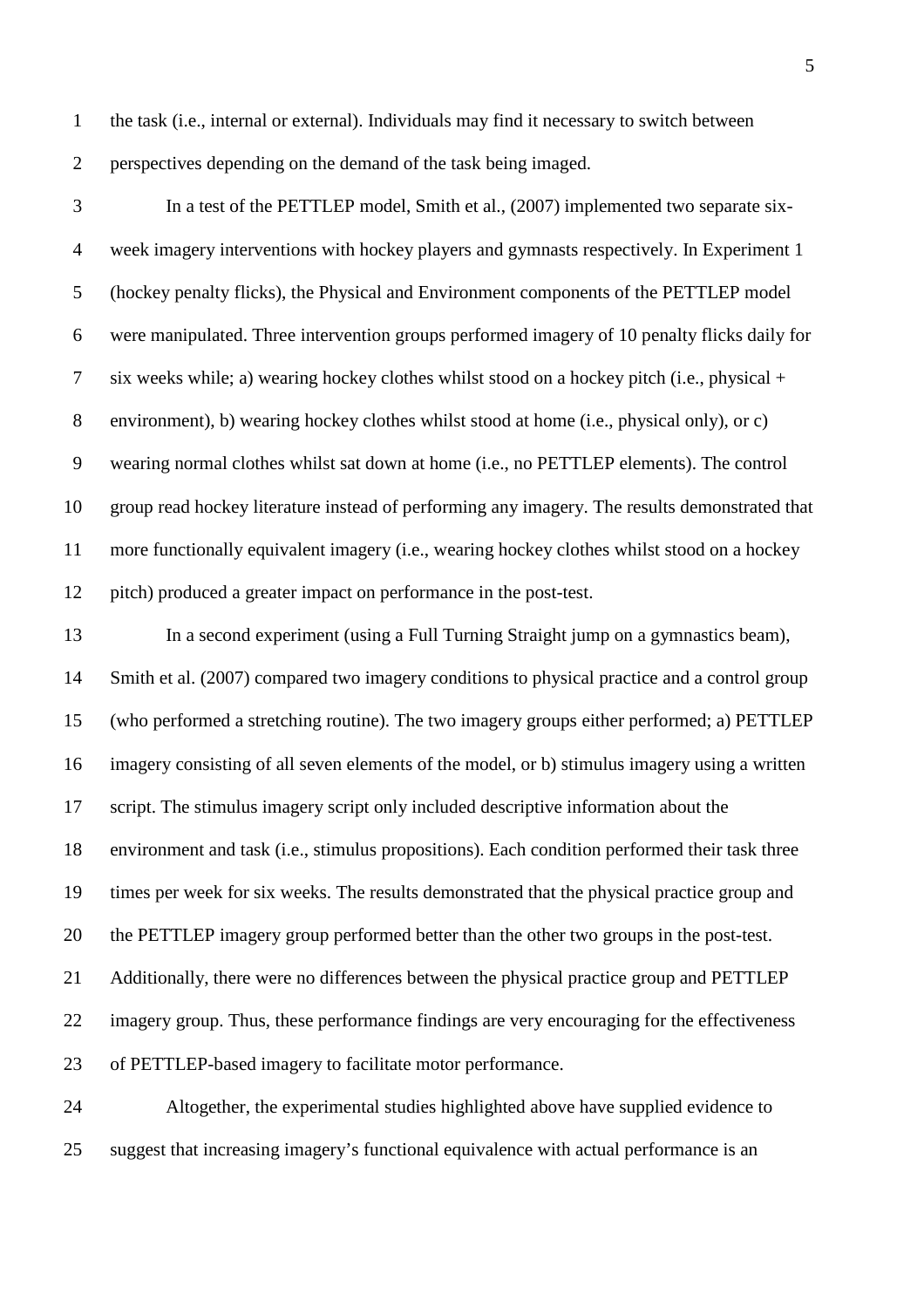the task (i.e., internal or external). Individuals may find it necessary to switch between perspectives depending on the demand of the task being imaged.

In a test of the PETTLEP model, Smith et al., (2007) implemented two separate six-week imagery interventions with hockey players and gymnasts respectively. In Experiment 1 (hockey penalty flicks), the Physical and Environment components of the PETTLEP model were manipulated. Three intervention groups performed imagery of 10 penalty flicks daily for six weeks while; a) wearing hockey clothes whilst stood on a hockey pitch (i.e., physical + environment), b) wearing hockey clothes whilst stood at home (i.e., physical only), or c) wearing normal clothes whilst sat down at home (i.e., no PETTLEP elements). The control group read hockey literature instead of performing any imagery. The results demonstrated that more functionally equivalent imagery (i.e., wearing hockey clothes whilst stood on a hockey pitch) produced a greater impact on performance in the post-test.

In a second experiment (using a Full Turning Straight jump on a gymnastics beam), Smith et al. (2007) compared two imagery conditions to physical practice and a control group (who performed a stretching routine). The two imagery groups either performed; a) PETTLEP imagery consisting of all seven elements of the model, or b) stimulus imagery using a written script. The stimulus imagery script only included descriptive information about the environment and task (i.e., stimulus propositions). Each condition performed their task three times per week for six weeks. The results demonstrated that the physical practice group and the PETTLEP imagery group performed better than the other two groups in the post-test. Additionally, there were no differences between the physical practice group and PETTLEP imagery group. Thus, these performance findings are very encouraging for the effectiveness of PETTLEP-based imagery to facilitate motor performance.

Altogether, the experimental studies highlighted above have supplied evidence to suggest that increasing imagery's functional equivalence with actual performance is an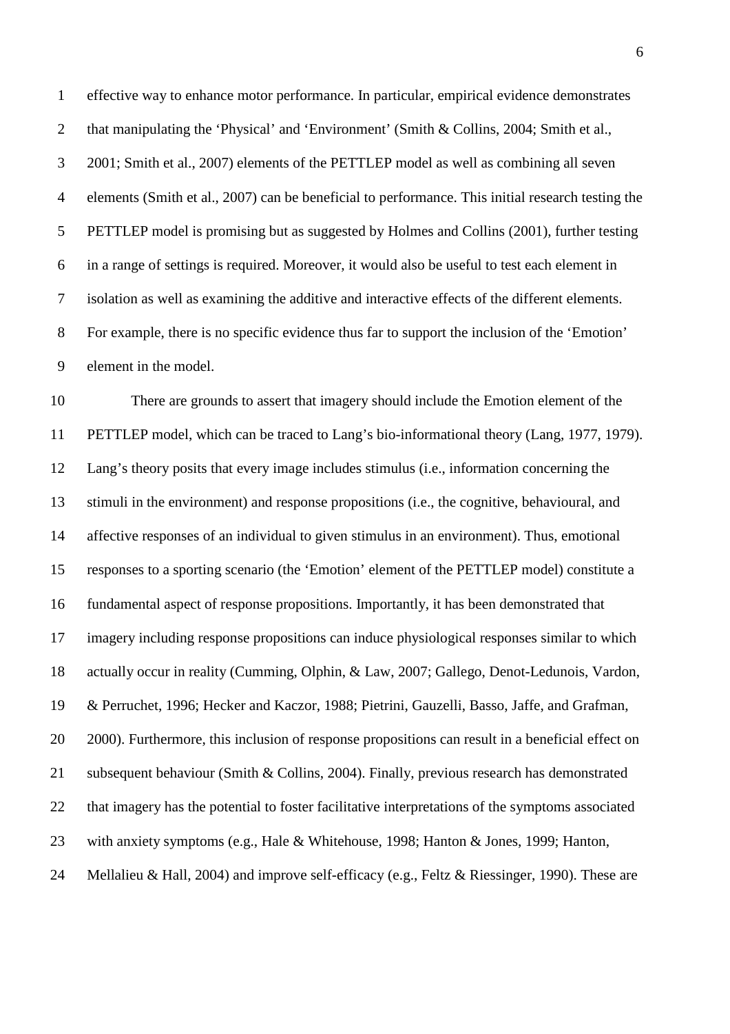effective way to enhance motor performance. In particular, empirical evidence demonstrates that manipulating the 'Physical' and 'Environment' (Smith & Collins, 2004; Smith et al., 2001; Smith et al., 2007) elements of the PETTLEP model as well as combining all seven elements (Smith et al., 2007) can be beneficial to performance. This initial research testing the PETTLEP model is promising but as suggested by Holmes and Collins (2001), further testing in a range of settings is required. Moreover, it would also be useful to test each element in isolation as well as examining the additive and interactive effects of the different elements. For example, there is no specific evidence thus far to support the inclusion of the 'Emotion' element in the model.

There are grounds to assert that imagery should include the Emotion element of the PETTLEP model, which can be traced to Lang's bio-informational theory (Lang, 1977, 1979). Lang's theory posits that every image includes stimulus (i.e., information concerning the stimuli in the environment) and response propositions (i.e., the cognitive, behavioural, and affective responses of an individual to given stimulus in an environment). Thus, emotional responses to a sporting scenario (the 'Emotion' element of the PETTLEP model) constitute a fundamental aspect of response propositions. Importantly, it has been demonstrated that imagery including response propositions can induce physiological responses similar to which actually occur in reality (Cumming, Olphin, & Law, 2007; Gallego, Denot-Ledunois, Vardon, & Perruchet, 1996; Hecker and Kaczor, 1988; Pietrini, Gauzelli, Basso, Jaffe, and Grafman, 2000). Furthermore, this inclusion of response propositions can result in a beneficial effect on subsequent behaviour (Smith & Collins, 2004). Finally, previous research has demonstrated that imagery has the potential to foster facilitative interpretations of the symptoms associated with anxiety symptoms (e.g., Hale & Whitehouse, 1998; Hanton & Jones, 1999; Hanton, Mellalieu & Hall, 2004) and improve self-efficacy (e.g., Feltz & Riessinger, 1990). These are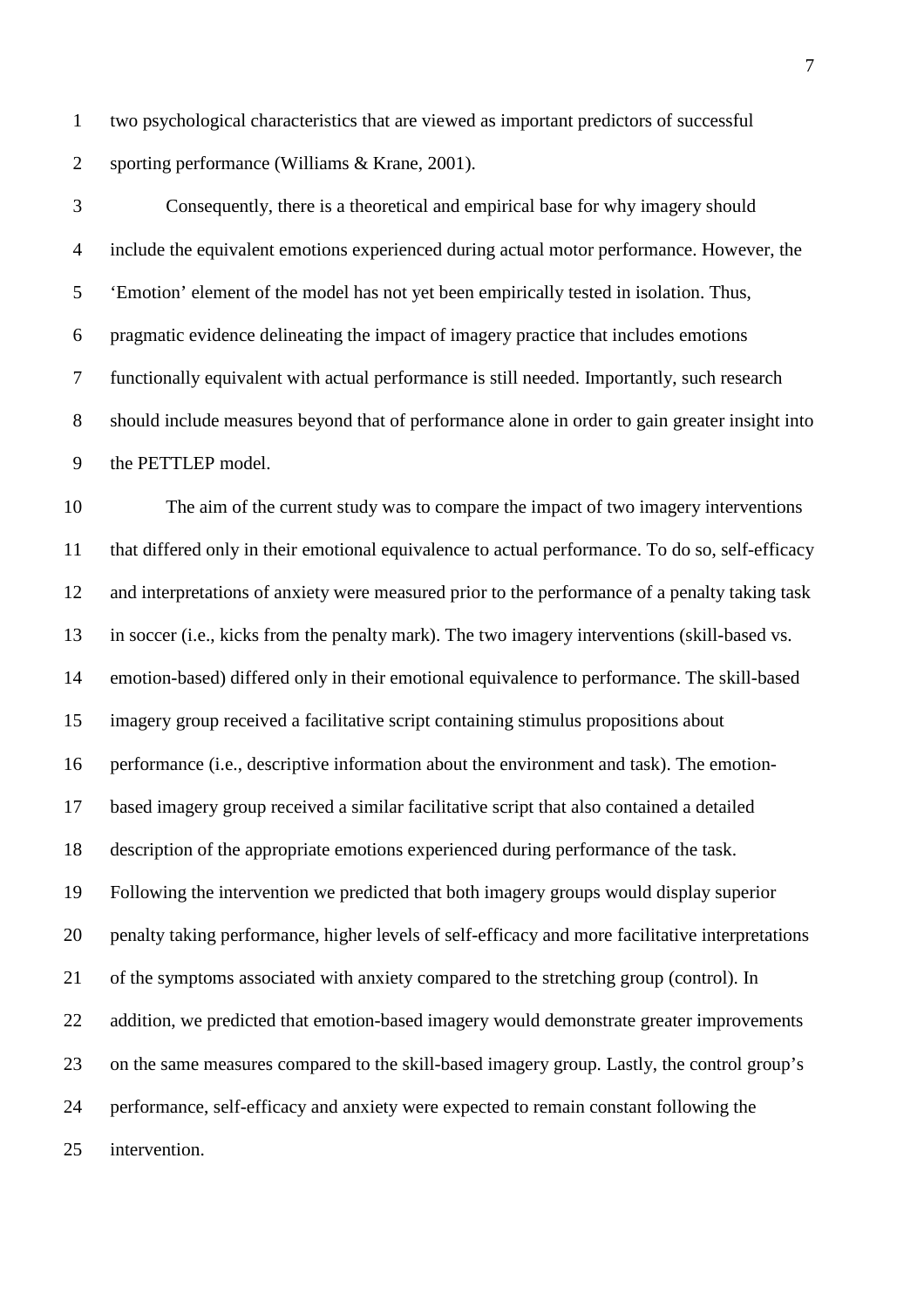two psychological characteristics that are viewed as important predictors of successful sporting performance (Williams & Krane, 2001).

Consequently, there is a theoretical and empirical base for why imagery should include the equivalent emotions experienced during actual motor performance. However, the 'Emotion' element of the model has not yet been empirically tested in isolation. Thus, pragmatic evidence delineating the impact of imagery practice that includes emotions functionally equivalent with actual performance is still needed. Importantly, such research should include measures beyond that of performance alone in order to gain greater insight into the PETTLEP model.

The aim of the current study was to compare the impact of two imagery interventions that differed only in their emotional equivalence to actual performance. To do so, self-efficacy and interpretations of anxiety were measured prior to the performance of a penalty taking task in soccer (i.e., kicks from the penalty mark). The two imagery interventions (skill-based vs. emotion-based) differed only in their emotional equivalence to performance. The skill-based imagery group received a facilitative script containing stimulus propositions about performance (i.e., descriptive information about the environment and task). The emotion-based imagery group received a similar facilitative script that also contained a detailed description of the appropriate emotions experienced during performance of the task. Following the intervention we predicted that both imagery groups would display superior penalty taking performance, higher levels of self-efficacy and more facilitative interpretations of the symptoms associated with anxiety compared to the stretching group (control). In addition, we predicted that emotion-based imagery would demonstrate greater improvements on the same measures compared to the skill-based imagery group. Lastly, the control group's performance, self-efficacy and anxiety were expected to remain constant following the intervention.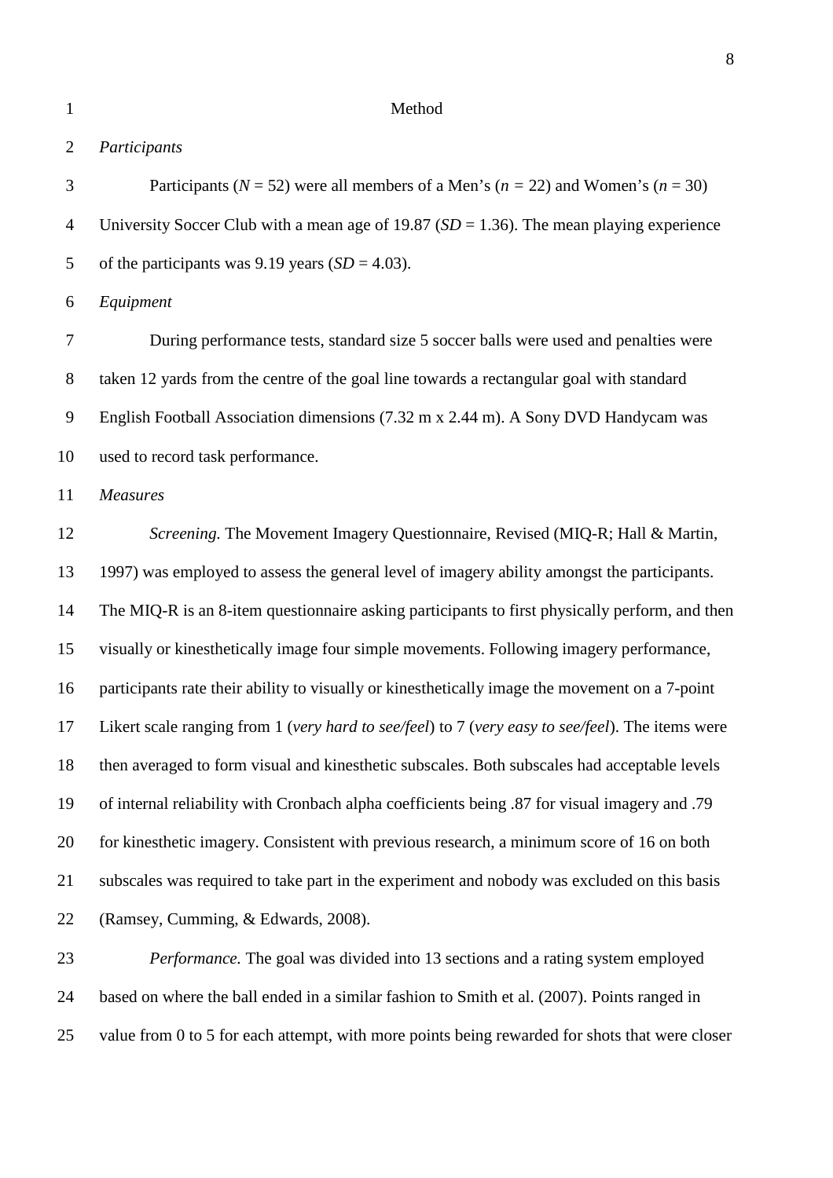# Method

## *Participants*

Participants ($N$ = 52) were all members of a Men's ($n$ = 22) and Women's ($n$ = 30) University Soccer Club with a mean age of 19.87 ($SD$ = 1.36). The mean playing experience of the participants was 9.19 years ($SD$ = 4.03).

## *Equipment*

During performance tests, standard size 5 soccer balls were used and penalties were taken 12 yards from the centre of the goal line towards a rectangular goal with standard English Football Association dimensions (7.32 m x 2.44 m). A Sony DVD Handycam was used to record task performance.

## *Measures*

*Screening.* The Movement Imagery Questionnaire, Revised (MIQ-R; Hall & Martin, 1997) was employed to assess the general level of imagery ability amongst the participants. The MIQ-R is an 8-item questionnaire asking participants to first physically perform, and then visually or kinesthetically image four simple movements. Following imagery performance, participants rate their ability to visually or kinesthetically image the movement on a 7-point Likert scale ranging from 1 (*very hard to see/feel*) to 7 (*very easy to see/feel*). The items were then averaged to form visual and kinesthetic subscales. Both subscales had acceptable levels of internal reliability with Cronbach alpha coefficients being .87 for visual imagery and .79 for kinesthetic imagery. Consistent with previous research, a minimum score of 16 on both subscales was required to take part in the experiment and nobody was excluded on this basis (Ramsey, Cumming, & Edwards, 2008).

*Performance.* The goal was divided into 13 sections and a rating system employed based on where the ball ended in a similar fashion to Smith et al. (2007). Points ranged in value from 0 to 5 for each attempt, with more points being rewarded for shots that were closer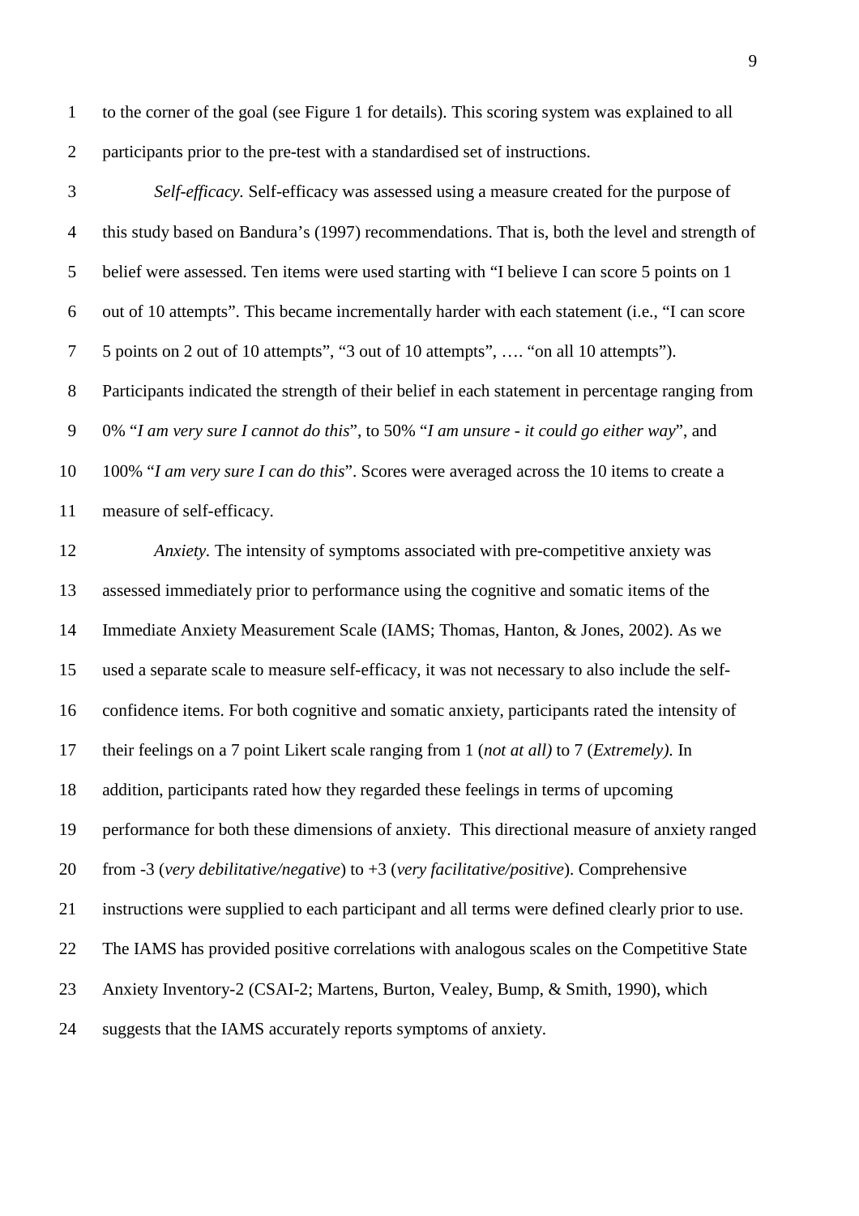to the corner of the goal (see Figure 1 for details). This scoring system was explained to all participants prior to the pre-test with a standardised set of instructions.

*Self-efficacy.* Self-efficacy was assessed using a measure created for the purpose of this study based on Bandura's (1997) recommendations. That is, both the level and strength of belief were assessed. Ten items were used starting with "I believe I can score 5 points on 1 out of 10 attempts". This became incrementally harder with each statement (i.e., "I can score 5 points on 2 out of 10 attempts", "3 out of 10 attempts", …. "on all 10 attempts"). Participants indicated the strength of their belief in each statement in percentage ranging from 0% "*I am very sure I cannot do this*", to 50% "*I am unsure - it could go either way*", and 100% "*I am very sure I can do this*". Scores were averaged across the 10 items to create a measure of self-efficacy.

*Anxiety.* The intensity of symptoms associated with pre-competitive anxiety was assessed immediately prior to performance using the cognitive and somatic items of the Immediate Anxiety Measurement Scale (IAMS; Thomas, Hanton, & Jones, 2002). As we used a separate scale to measure self-efficacy, it was not necessary to also include the self-confidence items. For both cognitive and somatic anxiety, participants rated the intensity of their feelings on a 7 point Likert scale ranging from 1 (*not at all)* to 7 (*Extremely)*. In addition, participants rated how they regarded these feelings in terms of upcoming performance for both these dimensions of anxiety. This directional measure of anxiety ranged from -3 (*very debilitative/negative*) to +3 (*very facilitative/positive*). Comprehensive instructions were supplied to each participant and all terms were defined clearly prior to use. The IAMS has provided positive correlations with analogous scales on the Competitive State Anxiety Inventory-2 (CSAI-2; Martens, Burton, Vealey, Bump, & Smith, 1990), which suggests that the IAMS accurately reports symptoms of anxiety.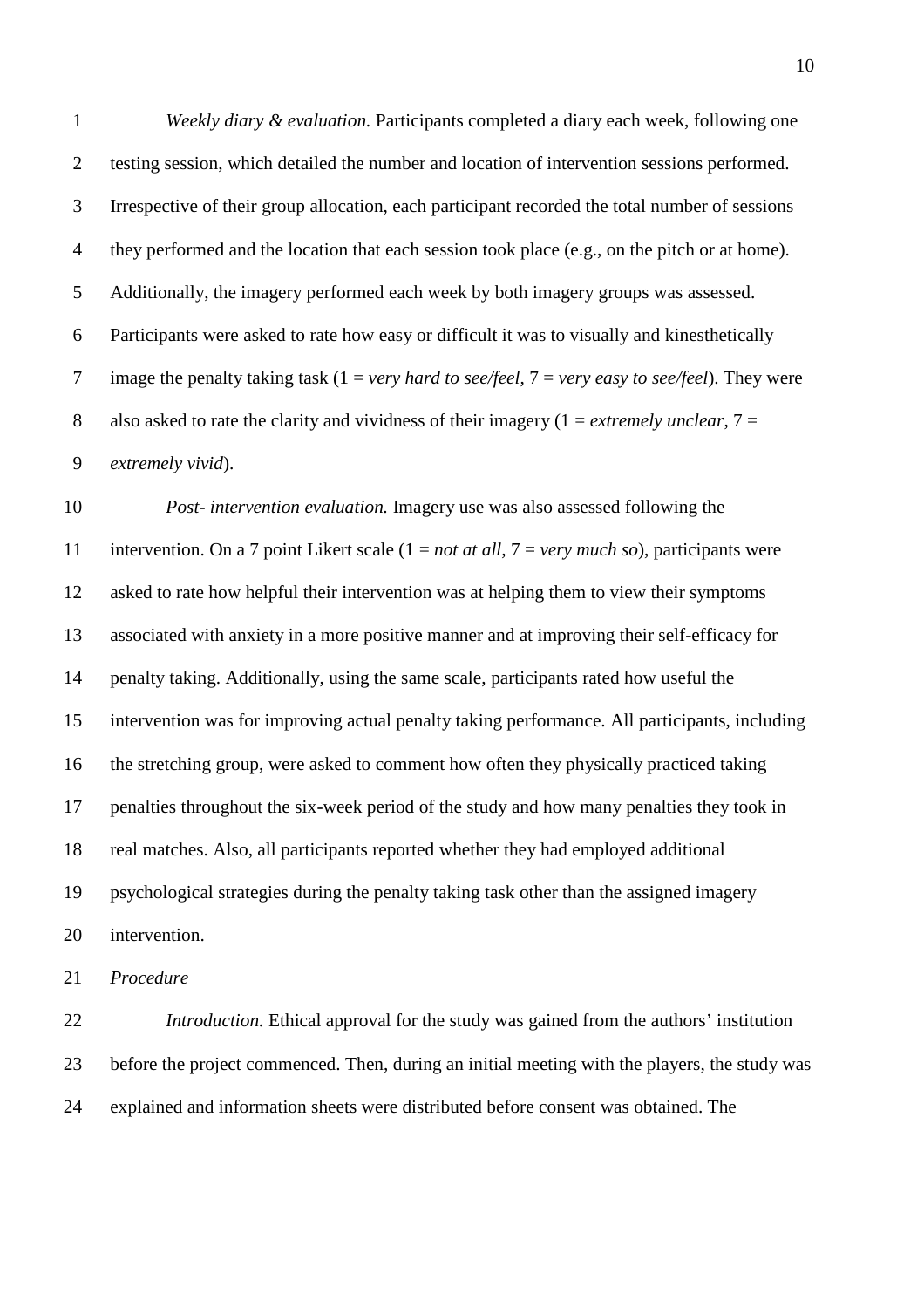*Weekly diary & evaluation.* Participants completed a diary each week, following one testing session, which detailed the number and location of intervention sessions performed. Irrespective of their group allocation, each participant recorded the total number of sessions they performed and the location that each session took place (e.g., on the pitch or at home). Additionally, the imagery performed each week by both imagery groups was assessed. Participants were asked to rate how easy or difficult it was to visually and kinesthetically image the penalty taking task (1 = *very hard to see/feel*, 7 = *very easy to see/feel*). They were also asked to rate the clarity and vividness of their imagery (1 = *extremely unclear*, 7 = *extremely vivid*).

*Post- intervention evaluation.* Imagery use was also assessed following the intervention. On a 7 point Likert scale (1 = *not at all*, 7 = *very much so*), participants were asked to rate how helpful their intervention was at helping them to view their symptoms associated with anxiety in a more positive manner and at improving their self-efficacy for penalty taking. Additionally, using the same scale, participants rated how useful the intervention was for improving actual penalty taking performance. All participants, including the stretching group, were asked to comment how often they physically practiced taking penalties throughout the six-week period of the study and how many penalties they took in real matches. Also, all participants reported whether they had employed additional psychological strategies during the penalty taking task other than the assigned imagery intervention.

*Procedure*

*Introduction.* Ethical approval for the study was gained from the authors' institution before the project commenced. Then, during an initial meeting with the players, the study was explained and information sheets were distributed before consent was obtained. The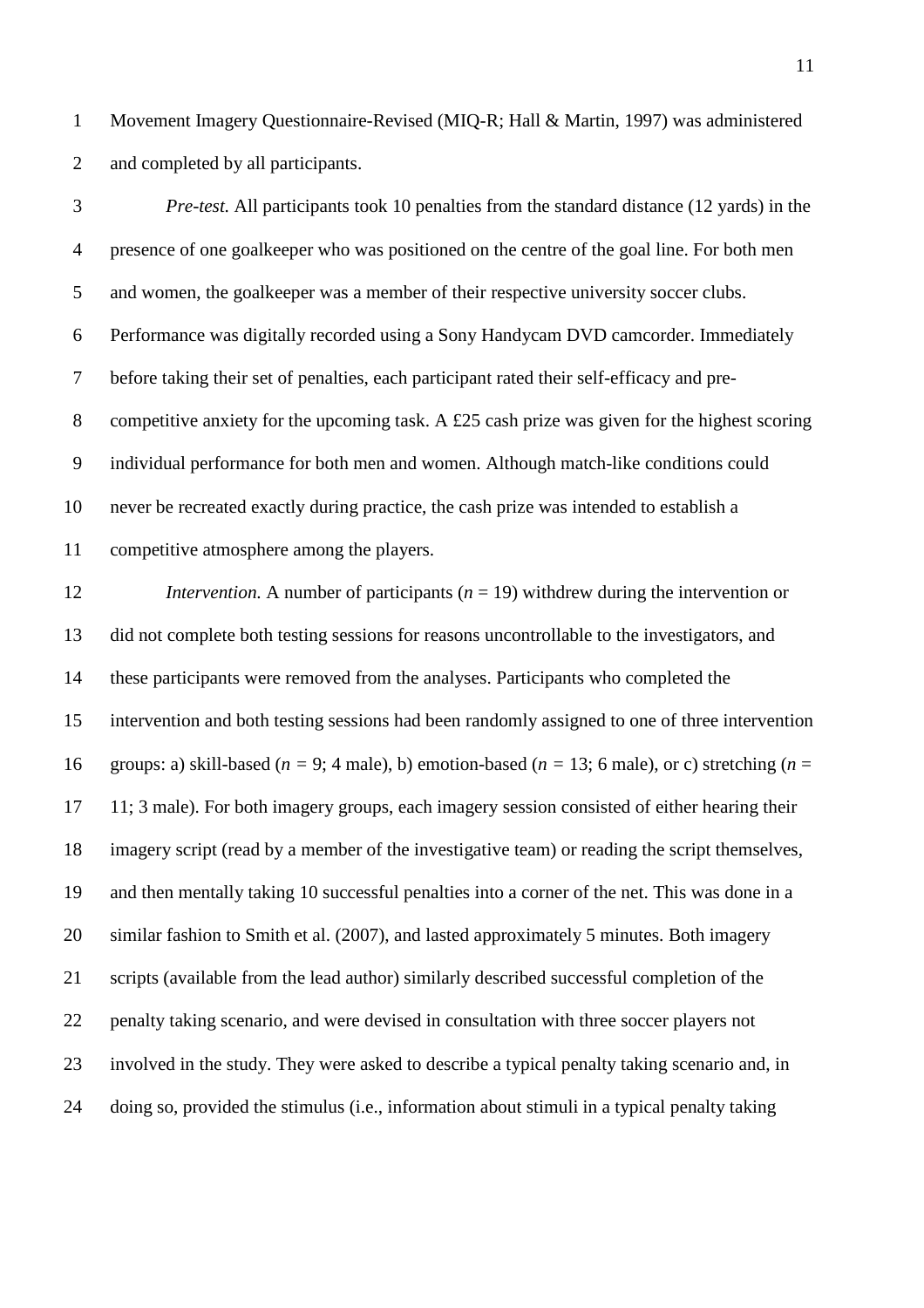Movement Imagery Questionnaire-Revised (MIQ-R; Hall & Martin, 1997) was administered and completed by all participants.

*Pre-test.* All participants took 10 penalties from the standard distance (12 yards) in the presence of one goalkeeper who was positioned on the centre of the goal line. For both men and women, the goalkeeper was a member of their respective university soccer clubs. Performance was digitally recorded using a Sony Handycam DVD camcorder. Immediately before taking their set of penalties, each participant rated their self-efficacy and pre-competitive anxiety for the upcoming task. A £25 cash prize was given for the highest scoring individual performance for both men and women. Although match-like conditions could never be recreated exactly during practice, the cash prize was intended to establish a competitive atmosphere among the players.

*Intervention.* A number of participants ($n$ = 19) withdrew during the intervention or did not complete both testing sessions for reasons uncontrollable to the investigators, and these participants were removed from the analyses. Participants who completed the intervention and both testing sessions had been randomly assigned to one of three intervention groups: a) skill-based ($n$ = 9; 4 male), b) emotion-based ($n$ = 13; 6 male), or c) stretching ($n$ = 11; 3 male). For both imagery groups, each imagery session consisted of either hearing their imagery script (read by a member of the investigative team) or reading the script themselves, and then mentally taking 10 successful penalties into a corner of the net. This was done in a similar fashion to Smith et al. (2007), and lasted approximately 5 minutes. Both imagery scripts (available from the lead author) similarly described successful completion of the penalty taking scenario, and were devised in consultation with three soccer players not involved in the study. They were asked to describe a typical penalty taking scenario and, in doing so, provided the stimulus (i.e., information about stimuli in a typical penalty taking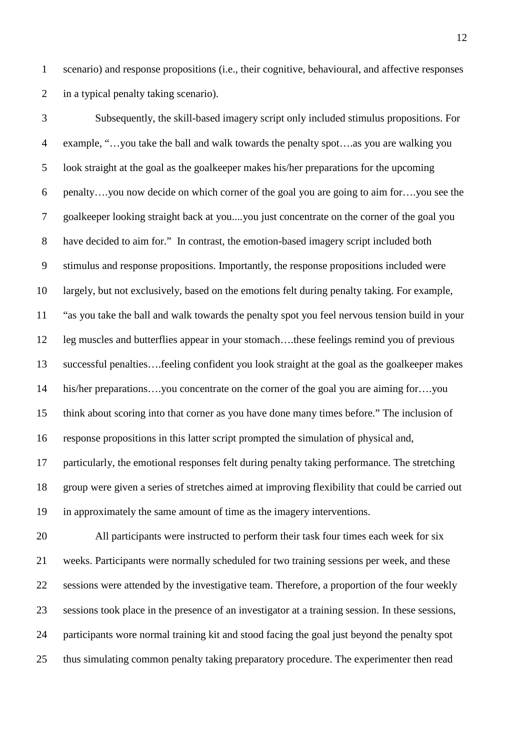scenario) and response propositions (i.e., their cognitive, behavioural, and affective responses in a typical penalty taking scenario).

Subsequently, the skill-based imagery script only included stimulus propositions. For example, "…you take the ball and walk towards the penalty spot….as you are walking you look straight at the goal as the goalkeeper makes his/her preparations for the upcoming penalty….you now decide on which corner of the goal you are going to aim for….you see the goalkeeper looking straight back at you....you just concentrate on the corner of the goal you have decided to aim for." In contrast, the emotion-based imagery script included both stimulus and response propositions. Importantly, the response propositions included were largely, but not exclusively, based on the emotions felt during penalty taking. For example, "as you take the ball and walk towards the penalty spot you feel nervous tension build in your leg muscles and butterflies appear in your stomach….these feelings remind you of previous successful penalties….feeling confident you look straight at the goal as the goalkeeper makes his/her preparations….you concentrate on the corner of the goal you are aiming for….you think about scoring into that corner as you have done many times before." The inclusion of response propositions in this latter script prompted the simulation of physical and, particularly, the emotional responses felt during penalty taking performance. The stretching group were given a series of stretches aimed at improving flexibility that could be carried out in approximately the same amount of time as the imagery interventions.

All participants were instructed to perform their task four times each week for six weeks. Participants were normally scheduled for two training sessions per week, and these sessions were attended by the investigative team. Therefore, a proportion of the four weekly sessions took place in the presence of an investigator at a training session. In these sessions, participants wore normal training kit and stood facing the goal just beyond the penalty spot thus simulating common penalty taking preparatory procedure. The experimenter then read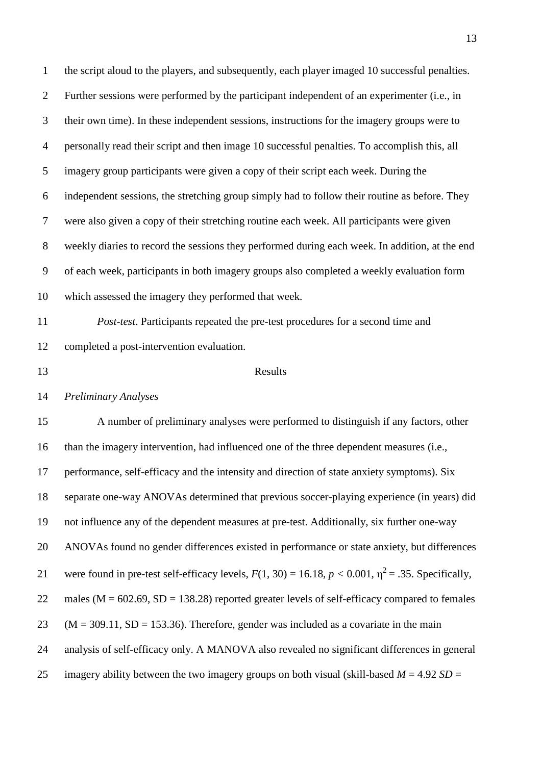the script aloud to the players, and subsequently, each player imaged 10 successful penalties. Further sessions were performed by the participant independent of an experimenter (i.e., in their own time). In these independent sessions, instructions for the imagery groups were to personally read their script and then image 10 successful penalties. To accomplish this, all imagery group participants were given a copy of their script each week. During the independent sessions, the stretching group simply had to follow their routine as before. They were also given a copy of their stretching routine each week. All participants were given weekly diaries to record the sessions they performed during each week. In addition, at the end of each week, participants in both imagery groups also completed a weekly evaluation form which assessed the imagery they performed that week.

*Post-test*. Participants repeated the pre-test procedures for a second time and completed a post-intervention evaluation.

## Results

### *Preliminary Analyses*

A number of preliminary analyses were performed to distinguish if any factors, other than the imagery intervention, had influenced one of the three dependent measures (i.e., performance, self-efficacy and the intensity and direction of state anxiety symptoms). Six separate one-way ANOVAs determined that previous soccer-playing experience (in years) did not influence any of the dependent measures at pre-test. Additionally, six further one-way ANOVAs found no gender differences existed in performance or state anxiety, but differences were found in pre-test self-efficacy levels, $F(1, 30) = 16.18$, $p < 0.001$, $\eta^2 = .35$. Specifically, males (M = 602.69, SD = 138.28) reported greater levels of self-efficacy compared to females (M = 309.11, SD = 153.36). Therefore, gender was included as a covariate in the main analysis of self-efficacy only. A MANOVA also revealed no significant differences in general imagery ability between the two imagery groups on both visual (skill-based $M = 4.92$ $SD =$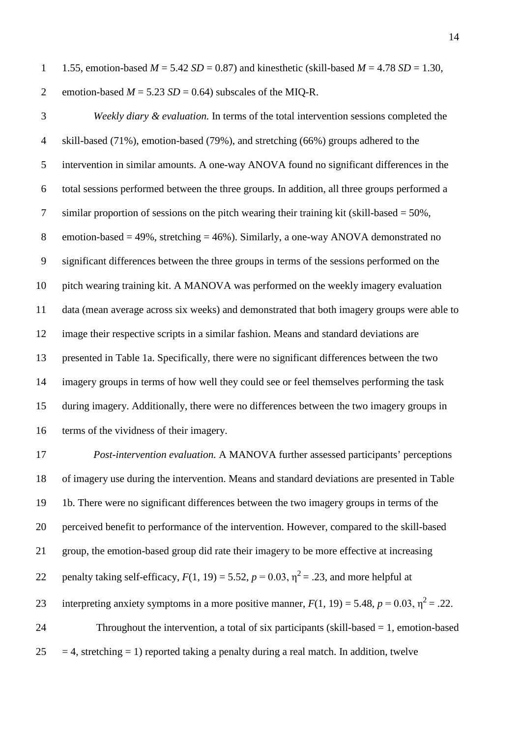1.55, emotion-based $M$ = 5.42 $SD$ = 0.87) and kinesthetic (skill-based $M$ = 4.78 $SD$ = 1.30, emotion-based $M$ = 5.23 $SD$ = 0.64) subscales of the MIQ-R.

*Weekly diary & evaluation.* In terms of the total intervention sessions completed the skill-based (71%), emotion-based (79%), and stretching (66%) groups adhered to the intervention in similar amounts. A one-way ANOVA found no significant differences in the total sessions performed between the three groups. In addition, all three groups performed a similar proportion of sessions on the pitch wearing their training kit (skill-based = 50%, emotion-based = 49%, stretching = 46%). Similarly, a one-way ANOVA demonstrated no significant differences between the three groups in terms of the sessions performed on the pitch wearing training kit. A MANOVA was performed on the weekly imagery evaluation data (mean average across six weeks) and demonstrated that both imagery groups were able to image their respective scripts in a similar fashion. Means and standard deviations are presented in Table 1a. Specifically, there were no significant differences between the two imagery groups in terms of how well they could see or feel themselves performing the task during imagery. Additionally, there were no differences between the two imagery groups in terms of the vividness of their imagery.

*Post-intervention evaluation.* A MANOVA further assessed participants' perceptions of imagery use during the intervention. Means and standard deviations are presented in Table 1b. There were no significant differences between the two imagery groups in terms of the perceived benefit to performance of the intervention. However, compared to the skill-based group, the emotion-based group did rate their imagery to be more effective at increasing penalty taking self-efficacy, $F(1, 19) = 5.52$, $p = 0.03$, $\eta^2 = .23$, and more helpful at interpreting anxiety symptoms in a more positive manner, $F(1, 19) = 5.48$, $p = 0.03$, $\eta^2 = .22$.

Throughout the intervention, a total of six participants (skill-based = 1, emotion-based = 4, stretching = 1) reported taking a penalty during a real match. In addition, twelve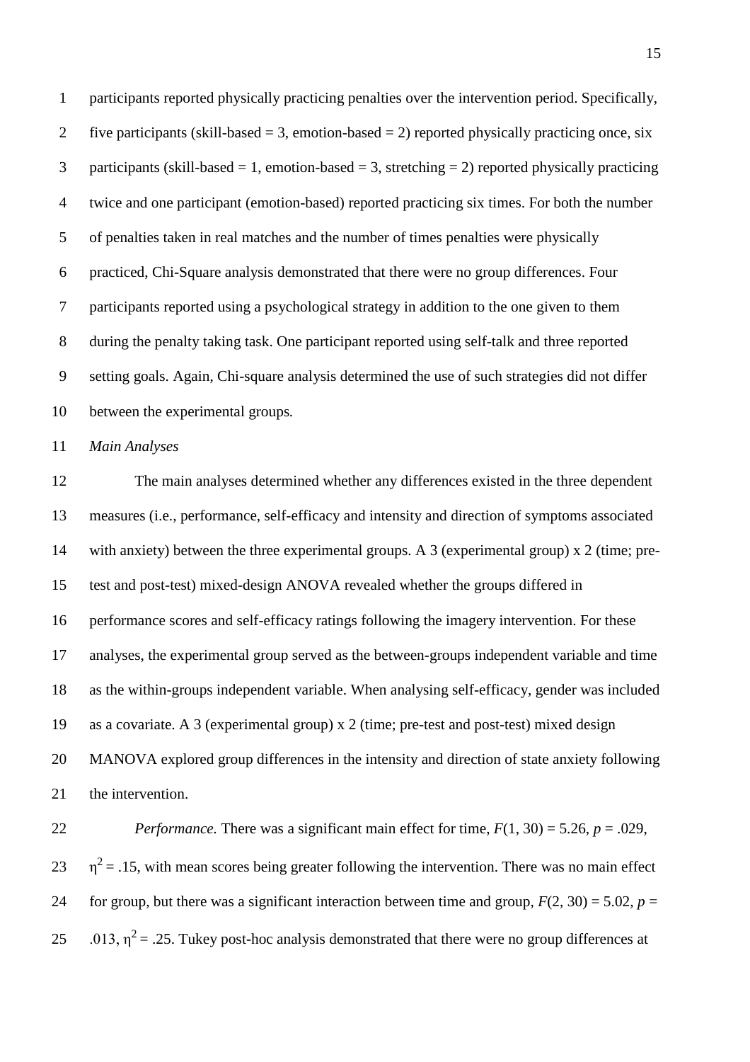participants reported physically practicing penalties over the intervention period. Specifically, five participants (skill-based = 3, emotion-based = 2) reported physically practicing once, six participants (skill-based = 1, emotion-based = 3, stretching = 2) reported physically practicing twice and one participant (emotion-based) reported practicing six times. For both the number of penalties taken in real matches and the number of times penalties were physically practiced, Chi-Square analysis demonstrated that there were no group differences. Four participants reported using a psychological strategy in addition to the one given to them during the penalty taking task. One participant reported using self-talk and three reported setting goals. Again, Chi-square analysis determined the use of such strategies did not differ between the experimental groups.

*Main Analyses*

The main analyses determined whether any differences existed in the three dependent measures (i.e., performance, self-efficacy and intensity and direction of symptoms associated with anxiety) between the three experimental groups. A 3 (experimental group) x 2 (time; pre-test and post-test) mixed-design ANOVA revealed whether the groups differed in performance scores and self-efficacy ratings following the imagery intervention. For these analyses, the experimental group served as the between-groups independent variable and time as the within-groups independent variable. When analysing self-efficacy, gender was included as a covariate. A 3 (experimental group) x 2 (time; pre-test and post-test) mixed design MANOVA explored group differences in the intensity and direction of state anxiety following the intervention.

*Performance.* There was a significant main effect for time, $F(1, 30) = 5.26$, $p = .029$, $\eta^2 = .15$, with mean scores being greater following the intervention. There was no main effect for group, but there was a significant interaction between time and group, $F(2, 30) = 5.02$, $p = .013$, $\eta^2 = .25$. Tukey post-hoc analysis demonstrated that there were no group differences at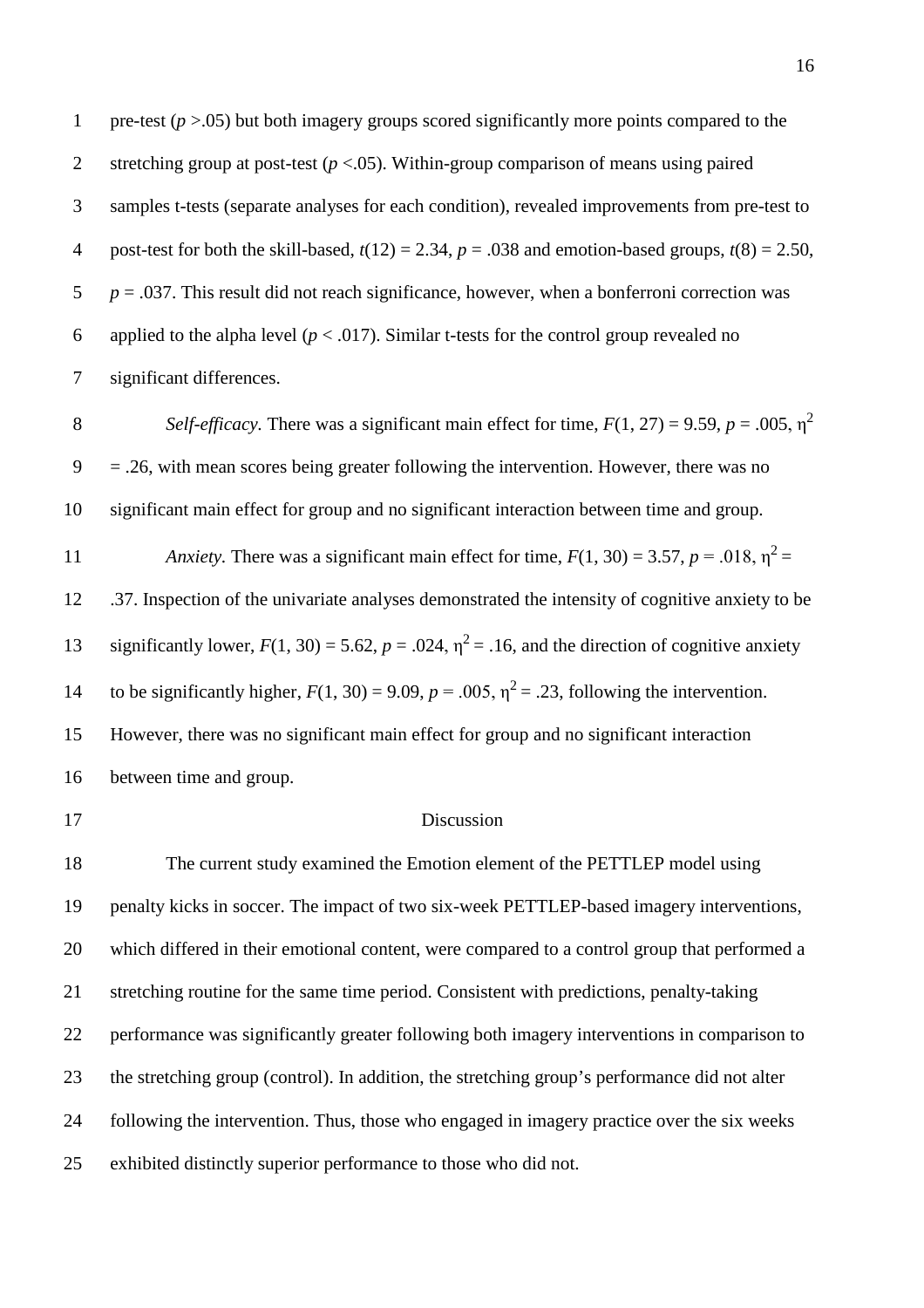pre-test ($p$ >.05) but both imagery groups scored significantly more points compared to the stretching group at post-test ($p$ <.05). Within-group comparison of means using paired samples t-tests (separate analyses for each condition), revealed improvements from pre-test to post-test for both the skill-based, $t(12) = 2.34$, $p = .038$ and emotion-based groups, $t(8) = 2.50$, $p = .037$. This result did not reach significance, however, when a bonferroni correction was applied to the alpha level ($p < .017$). Similar t-tests for the control group revealed no significant differences.

*Self-efficacy.* There was a significant main effect for time, $F(1, 27) = 9.59$, $p = .005$, $\eta^2 = .26$, with mean scores being greater following the intervention. However, there was no significant main effect for group and no significant interaction between time and group.

*Anxiety.* There was a significant main effect for time, $F(1, 30) = 3.57$, $p = .018$, $\eta^2 = .37$. Inspection of the univariate analyses demonstrated the intensity of cognitive anxiety to be significantly lower, $F(1, 30) = 5.62$, $p = .024$, $\eta^2 = .16$, and the direction of cognitive anxiety to be significantly higher, $F(1, 30) = 9.09$, $p = .005$, $\eta^2 = .23$, following the intervention. However, there was no significant main effect for group and no significant interaction between time and group.

## Discussion

The current study examined the Emotion element of the PETTLEP model using penalty kicks in soccer. The impact of two six-week PETTLEP-based imagery interventions, which differed in their emotional content, were compared to a control group that performed a stretching routine for the same time period. Consistent with predictions, penalty-taking performance was significantly greater following both imagery interventions in comparison to the stretching group (control). In addition, the stretching group's performance did not alter following the intervention. Thus, those who engaged in imagery practice over the six weeks exhibited distinctly superior performance to those who did not.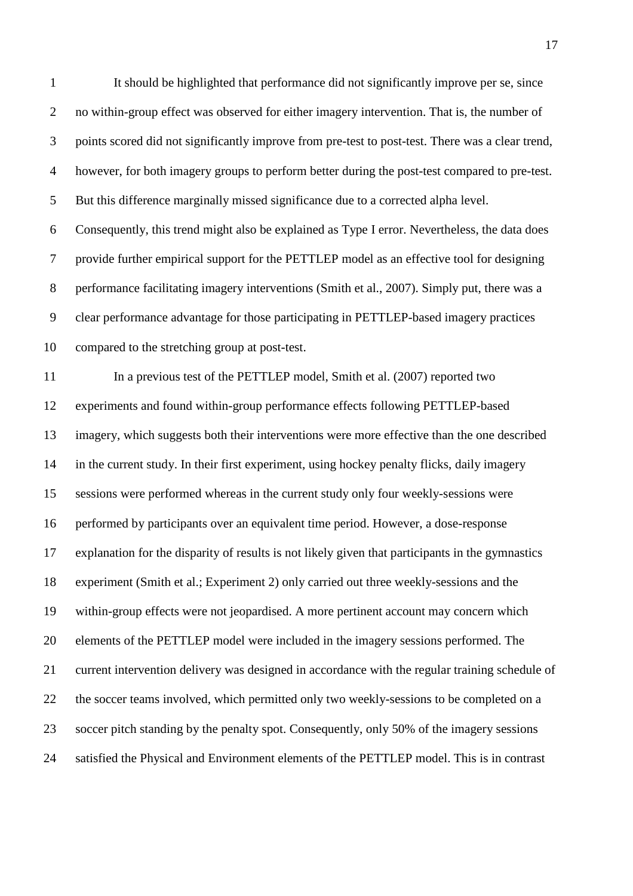It should be highlighted that performance did not significantly improve per se, since no within-group effect was observed for either imagery intervention. That is, the number of points scored did not significantly improve from pre-test to post-test. There was a clear trend, however, for both imagery groups to perform better during the post-test compared to pre-test. But this difference marginally missed significance due to a corrected alpha level. Consequently, this trend might also be explained as Type I error. Nevertheless, the data does provide further empirical support for the PETTLEP model as an effective tool for designing performance facilitating imagery interventions (Smith et al., 2007). Simply put, there was a clear performance advantage for those participating in PETTLEP-based imagery practices compared to the stretching group at post-test.

In a previous test of the PETTLEP model, Smith et al. (2007) reported two experiments and found within-group performance effects following PETTLEP-based imagery, which suggests both their interventions were more effective than the one described in the current study. In their first experiment, using hockey penalty flicks, daily imagery sessions were performed whereas in the current study only four weekly-sessions were performed by participants over an equivalent time period. However, a dose-response explanation for the disparity of results is not likely given that participants in the gymnastics experiment (Smith et al.; Experiment 2) only carried out three weekly-sessions and the within-group effects were not jeopardised. A more pertinent account may concern which elements of the PETTLEP model were included in the imagery sessions performed. The current intervention delivery was designed in accordance with the regular training schedule of the soccer teams involved, which permitted only two weekly-sessions to be completed on a soccer pitch standing by the penalty spot. Consequently, only 50% of the imagery sessions satisfied the Physical and Environment elements of the PETTLEP model. This is in contrast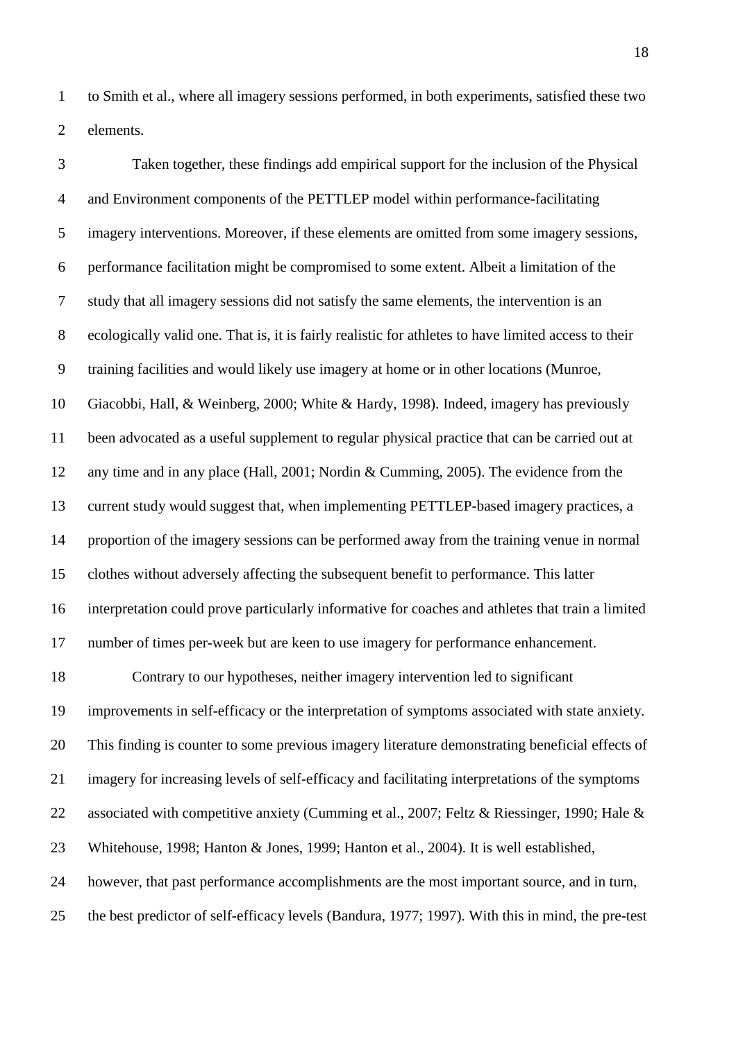to Smith et al., where all imagery sessions performed, in both experiments, satisfied these two elements.

Taken together, these findings add empirical support for the inclusion of the Physical and Environment components of the PETTLEP model within performance-facilitating imagery interventions. Moreover, if these elements are omitted from some imagery sessions, performance facilitation might be compromised to some extent. Albeit a limitation of the study that all imagery sessions did not satisfy the same elements, the intervention is an ecologically valid one. That is, it is fairly realistic for athletes to have limited access to their training facilities and would likely use imagery at home or in other locations (Munroe, Giacobbi, Hall, & Weinberg, 2000; White & Hardy, 1998). Indeed, imagery has previously been advocated as a useful supplement to regular physical practice that can be carried out at any time and in any place (Hall, 2001; Nordin & Cumming, 2005). The evidence from the current study would suggest that, when implementing PETTLEP-based imagery practices, a proportion of the imagery sessions can be performed away from the training venue in normal clothes without adversely affecting the subsequent benefit to performance. This latter interpretation could prove particularly informative for coaches and athletes that train a limited number of times per-week but are keen to use imagery for performance enhancement.

Contrary to our hypotheses, neither imagery intervention led to significant improvements in self-efficacy or the interpretation of symptoms associated with state anxiety. This finding is counter to some previous imagery literature demonstrating beneficial effects of imagery for increasing levels of self-efficacy and facilitating interpretations of the symptoms associated with competitive anxiety (Cumming et al., 2007; Feltz & Riessinger, 1990; Hale & Whitehouse, 1998; Hanton & Jones, 1999; Hanton et al., 2004). It is well established, however, that past performance accomplishments are the most important source, and in turn, the best predictor of self-efficacy levels (Bandura, 1977; 1997). With this in mind, the pre-test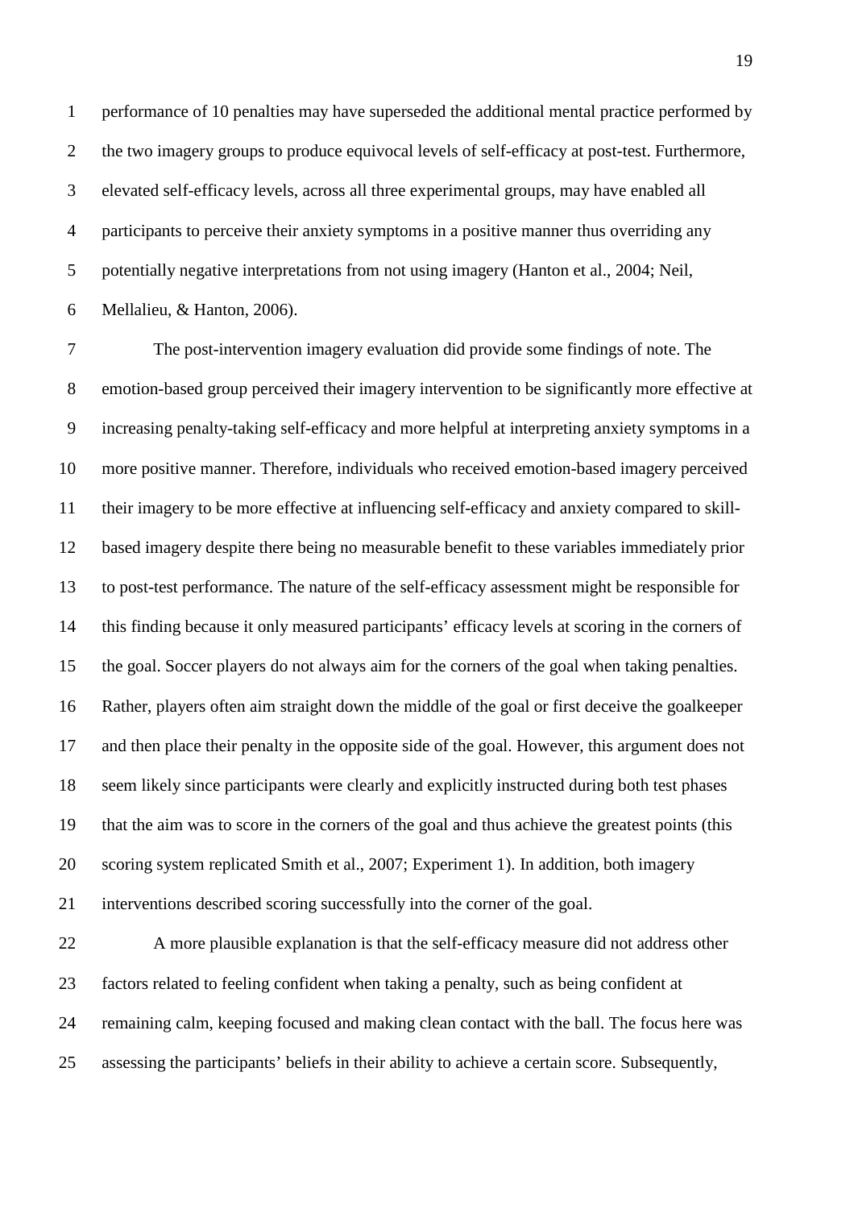performance of 10 penalties may have superseded the additional mental practice performed by the two imagery groups to produce equivocal levels of self-efficacy at post-test. Furthermore, elevated self-efficacy levels, across all three experimental groups, may have enabled all participants to perceive their anxiety symptoms in a positive manner thus overriding any potentially negative interpretations from not using imagery (Hanton et al., 2004; Neil, Mellalieu, & Hanton, 2006).

The post-intervention imagery evaluation did provide some findings of note. The emotion-based group perceived their imagery intervention to be significantly more effective at increasing penalty-taking self-efficacy and more helpful at interpreting anxiety symptoms in a more positive manner. Therefore, individuals who received emotion-based imagery perceived their imagery to be more effective at influencing self-efficacy and anxiety compared to skill-based imagery despite there being no measurable benefit to these variables immediately prior to post-test performance. The nature of the self-efficacy assessment might be responsible for this finding because it only measured participants' efficacy levels at scoring in the corners of the goal. Soccer players do not always aim for the corners of the goal when taking penalties. Rather, players often aim straight down the middle of the goal or first deceive the goalkeeper and then place their penalty in the opposite side of the goal. However, this argument does not seem likely since participants were clearly and explicitly instructed during both test phases that the aim was to score in the corners of the goal and thus achieve the greatest points (this scoring system replicated Smith et al., 2007; Experiment 1). In addition, both imagery interventions described scoring successfully into the corner of the goal.

A more plausible explanation is that the self-efficacy measure did not address other factors related to feeling confident when taking a penalty, such as being confident at remaining calm, keeping focused and making clean contact with the ball. The focus here was assessing the participants' beliefs in their ability to achieve a certain score. Subsequently,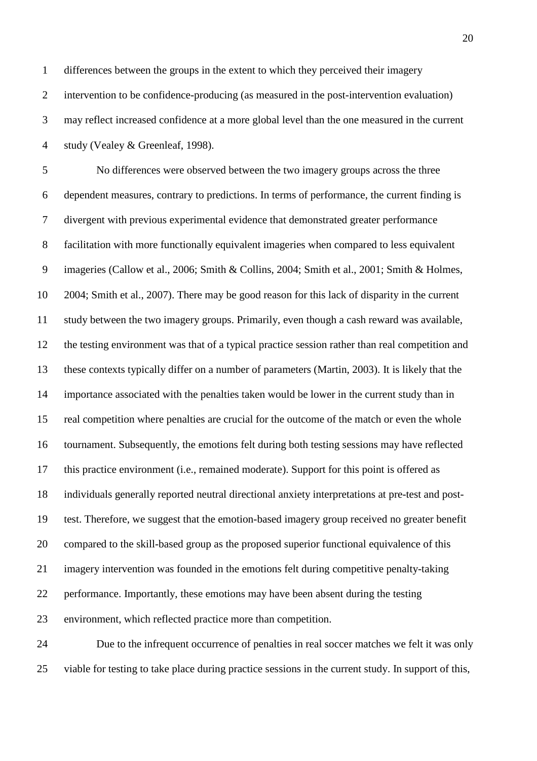differences between the groups in the extent to which they perceived their imagery intervention to be confidence-producing (as measured in the post-intervention evaluation) may reflect increased confidence at a more global level than the one measured in the current study (Vealey & Greenleaf, 1998).

No differences were observed between the two imagery groups across the three dependent measures, contrary to predictions. In terms of performance, the current finding is divergent with previous experimental evidence that demonstrated greater performance facilitation with more functionally equivalent imageries when compared to less equivalent imageries (Callow et al., 2006; Smith & Collins, 2004; Smith et al., 2001; Smith & Holmes, 2004; Smith et al., 2007). There may be good reason for this lack of disparity in the current study between the two imagery groups. Primarily, even though a cash reward was available, the testing environment was that of a typical practice session rather than real competition and these contexts typically differ on a number of parameters (Martin, 2003). It is likely that the importance associated with the penalties taken would be lower in the current study than in real competition where penalties are crucial for the outcome of the match or even the whole tournament. Subsequently, the emotions felt during both testing sessions may have reflected this practice environment (i.e., remained moderate). Support for this point is offered as individuals generally reported neutral directional anxiety interpretations at pre-test and post-test. Therefore, we suggest that the emotion-based imagery group received no greater benefit compared to the skill-based group as the proposed superior functional equivalence of this imagery intervention was founded in the emotions felt during competitive penalty-taking performance. Importantly, these emotions may have been absent during the testing environment, which reflected practice more than competition.

Due to the infrequent occurrence of penalties in real soccer matches we felt it was only viable for testing to take place during practice sessions in the current study. In support of this,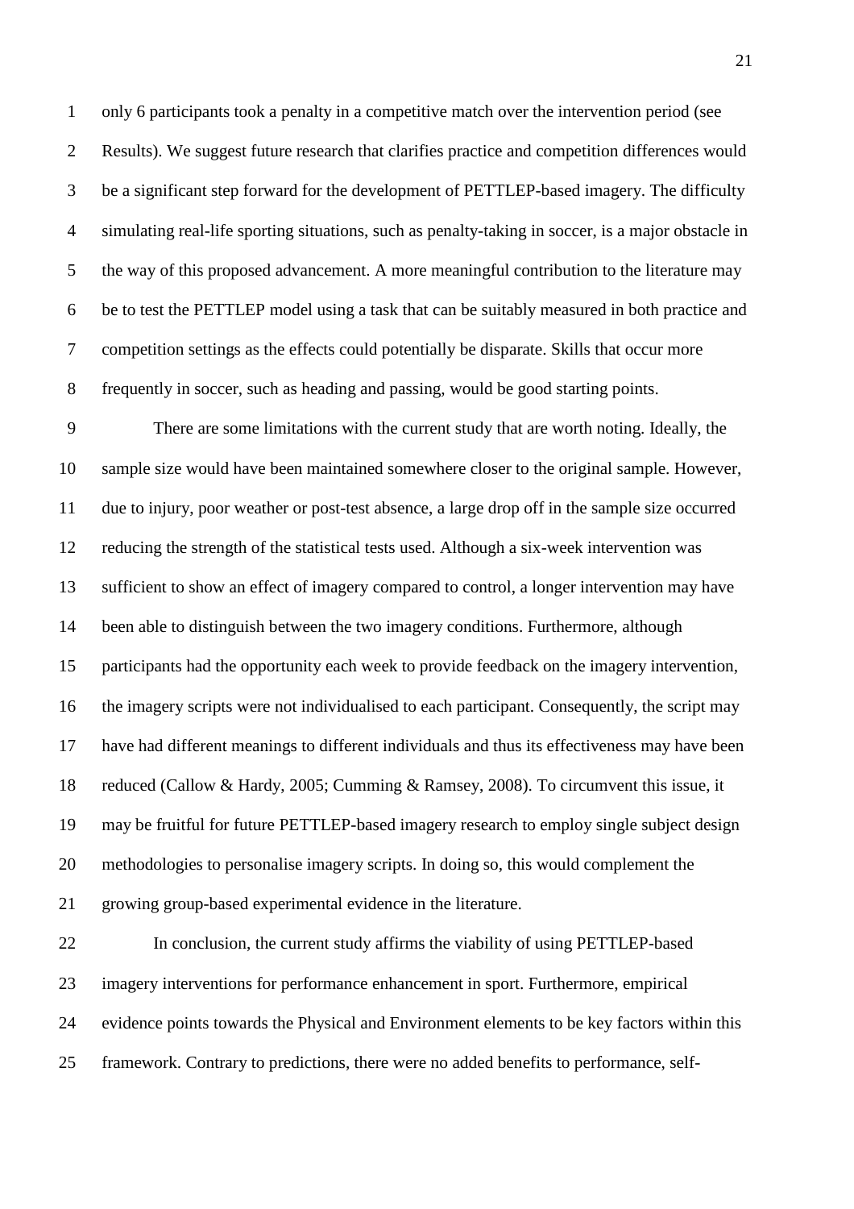only 6 participants took a penalty in a competitive match over the intervention period (see Results). We suggest future research that clarifies practice and competition differences would be a significant step forward for the development of PETTLEP-based imagery. The difficulty simulating real-life sporting situations, such as penalty-taking in soccer, is a major obstacle in the way of this proposed advancement. A more meaningful contribution to the literature may be to test the PETTLEP model using a task that can be suitably measured in both practice and competition settings as the effects could potentially be disparate. Skills that occur more frequently in soccer, such as heading and passing, would be good starting points.

There are some limitations with the current study that are worth noting. Ideally, the sample size would have been maintained somewhere closer to the original sample. However, due to injury, poor weather or post-test absence, a large drop off in the sample size occurred reducing the strength of the statistical tests used. Although a six-week intervention was sufficient to show an effect of imagery compared to control, a longer intervention may have been able to distinguish between the two imagery conditions. Furthermore, although participants had the opportunity each week to provide feedback on the imagery intervention, the imagery scripts were not individualised to each participant. Consequently, the script may have had different meanings to different individuals and thus its effectiveness may have been reduced (Callow & Hardy, 2005; Cumming & Ramsey, 2008). To circumvent this issue, it may be fruitful for future PETTLEP-based imagery research to employ single subject design methodologies to personalise imagery scripts. In doing so, this would complement the growing group-based experimental evidence in the literature.

In conclusion, the current study affirms the viability of using PETTLEP-based imagery interventions for performance enhancement in sport. Furthermore, empirical evidence points towards the Physical and Environment elements to be key factors within this framework. Contrary to predictions, there were no added benefits to performance, self-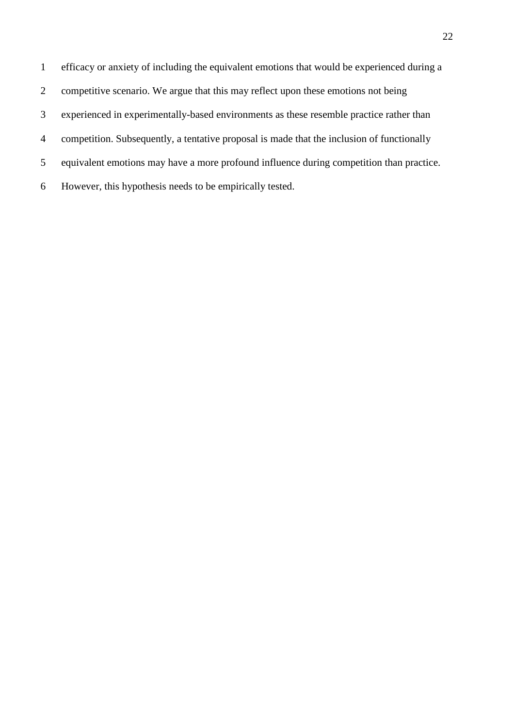efficacy or anxiety of including the equivalent emotions that would be experienced during a competitive scenario. We argue that this may reflect upon these emotions not being experienced in experimentally-based environments as these resemble practice rather than competition. Subsequently, a tentative proposal is made that the inclusion of functionally equivalent emotions may have a more profound influence during competition than practice. However, this hypothesis needs to be empirically tested.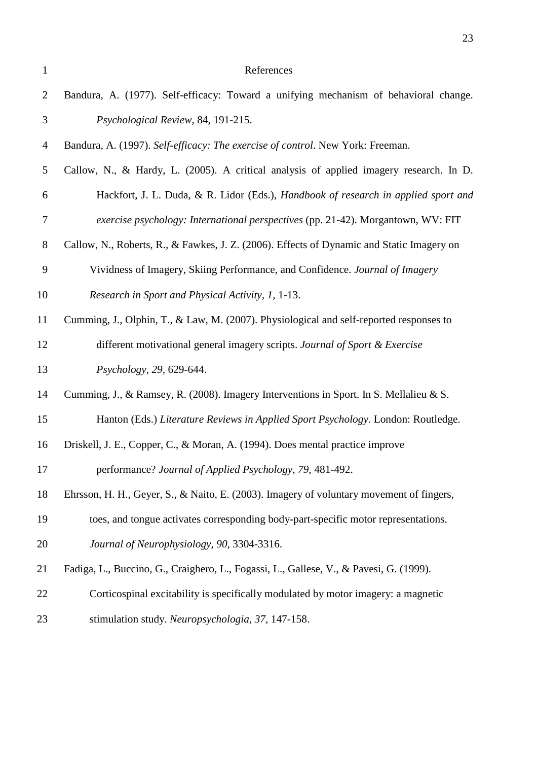# References

Bandura, A. (1977). Self-efficacy: Toward a unifying mechanism of behavioral change. *Psychological Review*, 84, 191-215.

Bandura, A. (1997). *Self-efficacy: The exercise of control*. New York: Freeman.

Callow, N., & Hardy, L. (2005). A critical analysis of applied imagery research. In D. Hackfort, J. L. Duda, & R. Lidor (Eds.), *Handbook of research in applied sport and exercise psychology: International perspectives* (pp. 21-42). Morgantown, WV: FIT

Callow, N., Roberts, R., & Fawkes, J. Z. (2006). Effects of Dynamic and Static Imagery on Vividness of Imagery, Skiing Performance, and Confidence. *Journal of Imagery Research in Sport and Physical Activity, 1*, 1-13.

Cumming, J., Olphin, T., & Law, M. (2007). Physiological and self-reported responses to different motivational general imagery scripts. *Journal of Sport & Exercise Psychology*, *29*, 629-644.

Cumming, J., & Ramsey, R. (2008). Imagery Interventions in Sport. In S. Mellalieu & S. Hanton (Eds.) *Literature Reviews in Applied Sport Psychology*. London: Routledge.

Driskell, J. E., Copper, C., & Moran, A. (1994). Does mental practice improve performance? *Journal of Applied Psychology*, *79*, 481-492.

Ehrsson, H. H., Geyer, S., & Naito, E. (2003). Imagery of voluntary movement of fingers, toes, and tongue activates corresponding body-part-specific motor representations. *Journal of Neurophysiology, 90,* 3304-3316.

Fadiga, L., Buccino, G., Craighero, L., Fogassi, L., Gallese, V., & Pavesi, G. (1999). Corticospinal excitability is specifically modulated by motor imagery: a magnetic stimulation study. *Neuropsychologia, 37*, 147-158.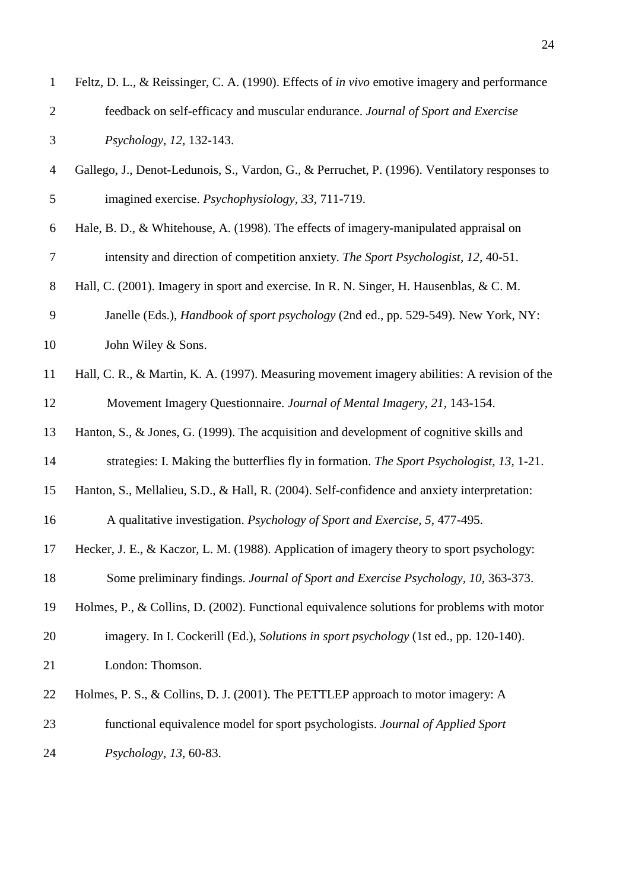Feltz, D. L., & Reissinger, C. A. (1990). Effects of *in vivo* emotive imagery and performance feedback on self-efficacy and muscular endurance. *Journal of Sport and Exercise Psychology*, *12*, 132-143.

Gallego, J., Denot-Ledunois, S., Vardon, G., & Perruchet, P. (1996). Ventilatory responses to imagined exercise. *Psychophysiology*, *33*, 711-719.

Hale, B. D., & Whitehouse, A. (1998). The effects of imagery-manipulated appraisal on intensity and direction of competition anxiety. *The Sport Psychologist*, *12*, 40-51.

Hall, C. (2001). Imagery in sport and exercise. In R. N. Singer, H. Hausenblas, & C. M. Janelle (Eds.), *Handbook of sport psychology* (2nd ed., pp. 529-549). New York, NY: John Wiley & Sons.

Hall, C. R., & Martin, K. A. (1997). Measuring movement imagery abilities: A revision of the Movement Imagery Questionnaire. *Journal of Mental Imagery*, *21*, 143-154.

Hanton, S., & Jones, G. (1999). The acquisition and development of cognitive skills and strategies: I. Making the butterflies fly in formation. *The Sport Psychologist*, *13*, 1-21.

Hanton, S., Mellalieu, S.D., & Hall, R. (2004). Self-confidence and anxiety interpretation: A qualitative investigation. *Psychology of Sport and Exercise*, *5*, 477-495.

Hecker, J. E., & Kaczor, L. M. (1988). Application of imagery theory to sport psychology: Some preliminary findings. *Journal of Sport and Exercise Psychology*, *10*, 363-373.

Holmes, P., & Collins, D. (2002). Functional equivalence solutions for problems with motor imagery. In I. Cockerill (Ed.), *Solutions in sport psychology* (1st ed., pp. 120-140). London: Thomson.

Holmes, P. S., & Collins, D. J. (2001). The PETTLEP approach to motor imagery: A functional equivalence model for sport psychologists. *Journal of Applied Sport Psychology*, *13*, 60-83.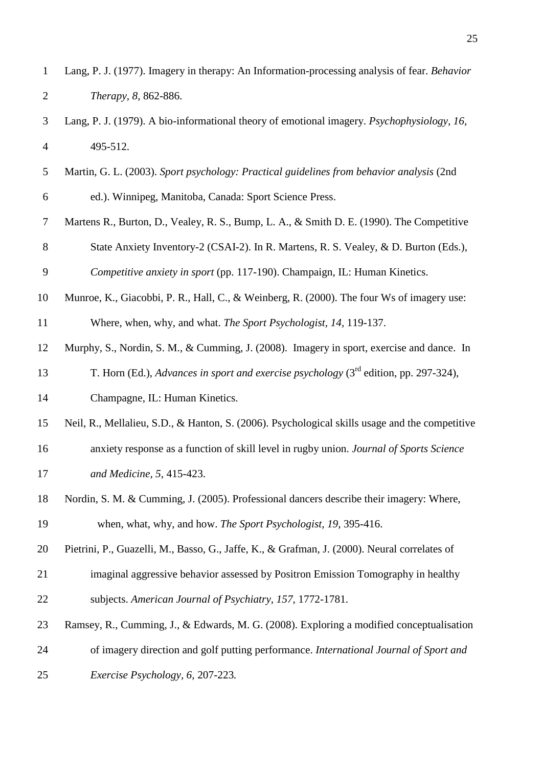Lang, P. J. (1977). Imagery in therapy: An Information-processing analysis of fear. *Behavior Therapy, 8,* 862-886.

Lang, P. J. (1979). A bio-informational theory of emotional imagery. *Psychophysiology, 16,* 495-512.

Martin, G. L. (2003). *Sport psychology: Practical guidelines from behavior analysis* (2nd ed.). Winnipeg, Manitoba, Canada: Sport Science Press.

Martens R., Burton, D., Vealey, R. S., Bump, L. A., & Smith D. E. (1990). The Competitive State Anxiety Inventory-2 (CSAI-2). In R. Martens, R. S. Vealey, & D. Burton (Eds.), *Competitive anxiety in sport* (pp. 117-190). Champaign, IL: Human Kinetics.

Munroe, K., Giacobbi, P. R., Hall, C., & Weinberg, R. (2000). The four Ws of imagery use: Where, when, why, and what. *The Sport Psychologist, 14,* 119-137.

Murphy, S., Nordin, S. M., & Cumming, J. (2008). Imagery in sport, exercise and dance. In T. Horn (Ed.), *Advances in sport and exercise psychology* (3rd edition, pp. 297-324), Champagne, IL: Human Kinetics.

Neil, R., Mellalieu, S.D., & Hanton, S. (2006). Psychological skills usage and the competitive anxiety response as a function of skill level in rugby union. *Journal of Sports Science and Medicine, 5,* 415-423.

Nordin, S. M. & Cumming, J. (2005). Professional dancers describe their imagery: Where, when, what, why, and how. *The Sport Psychologist, 19,* 395-416.

Pietrini, P., Guazelli, M., Basso, G., Jaffe, K., & Grafman, J. (2000). Neural correlates of imaginal aggressive behavior assessed by Positron Emission Tomography in healthy subjects. *American Journal of Psychiatry, 157,* 1772-1781.

Ramsey, R., Cumming, J., & Edwards, M. G. (2008). Exploring a modified conceptualisation of imagery direction and golf putting performance. *International Journal of Sport and Exercise Psychology, 6,* 207-223*.*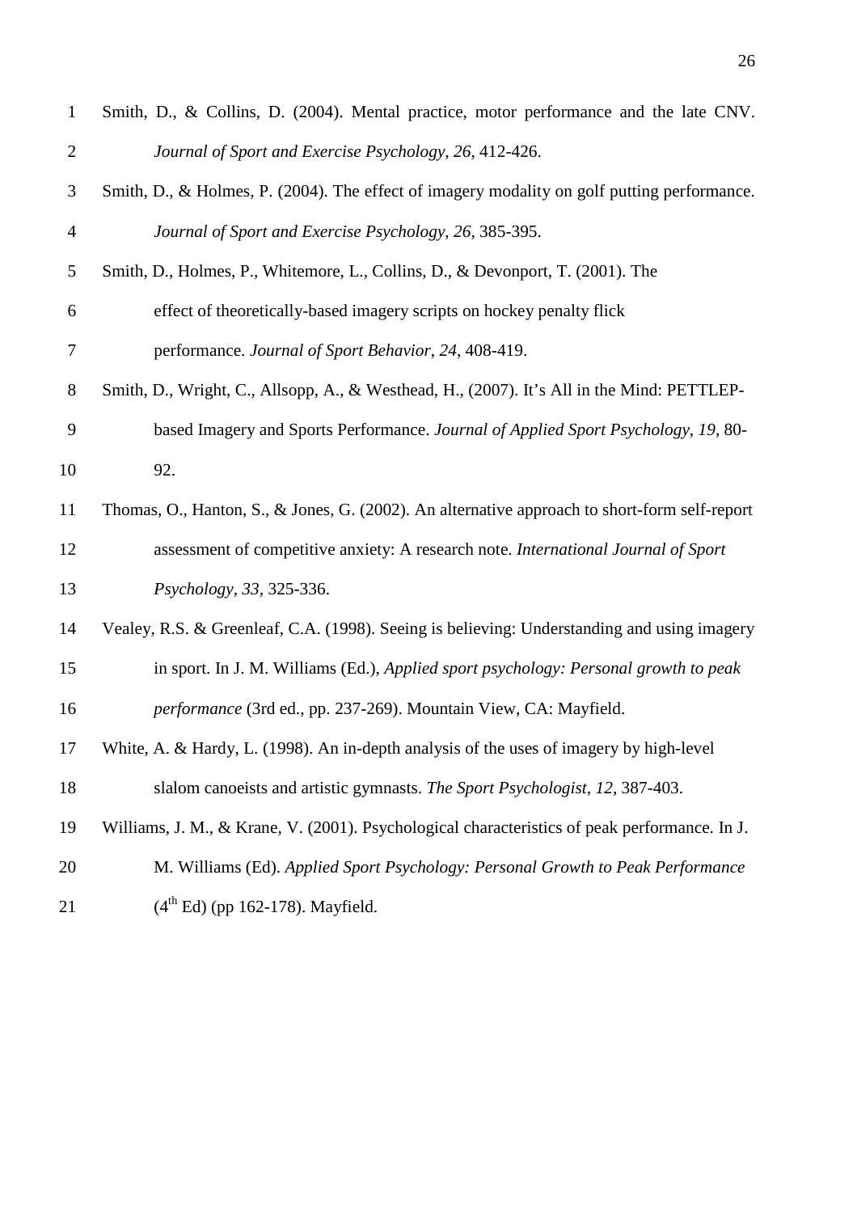Smith, D., & Collins, D. (2004). Mental practice, motor performance and the late CNV. *Journal of Sport and Exercise Psychology*, *26*, 412-426.

Smith, D., & Holmes, P. (2004). The effect of imagery modality on golf putting performance. *Journal of Sport and Exercise Psychology, 26*, 385-395.

Smith, D., Holmes, P., Whitemore, L., Collins, D., & Devonport, T. (2001). The effect of theoretically-based imagery scripts on hockey penalty flick performance. *Journal of Sport Behavior*, *24*, 408-419.

Smith, D., Wright, C., Allsopp, A., & Westhead, H., (2007). It's All in the Mind: PETTLEP-based Imagery and Sports Performance. *Journal of Applied Sport Psychology*, *19*, 80-92.

Thomas, O., Hanton, S., & Jones, G. (2002). An alternative approach to short-form self-report assessment of competitive anxiety: A research note. *International Journal of Sport Psychology, 33*, 325-336.

Vealey, R.S. & Greenleaf, C.A. (1998). Seeing is believing: Understanding and using imagery in sport. In J. M. Williams (Ed.), *Applied sport psychology: Personal growth to peak performance* (3rd ed., pp. 237-269). Mountain View, CA: Mayfield.

White, A. & Hardy, L. (1998). An in-depth analysis of the uses of imagery by high-level slalom canoeists and artistic gymnasts. *The Sport Psychologist, 12*, 387-403.

Williams, J. M., & Krane, V. (2001). Psychological characteristics of peak performance. In J. M. Williams (Ed). *Applied Sport Psychology: Personal Growth to Peak Performance* (4th Ed) (pp 162-178). Mayfield.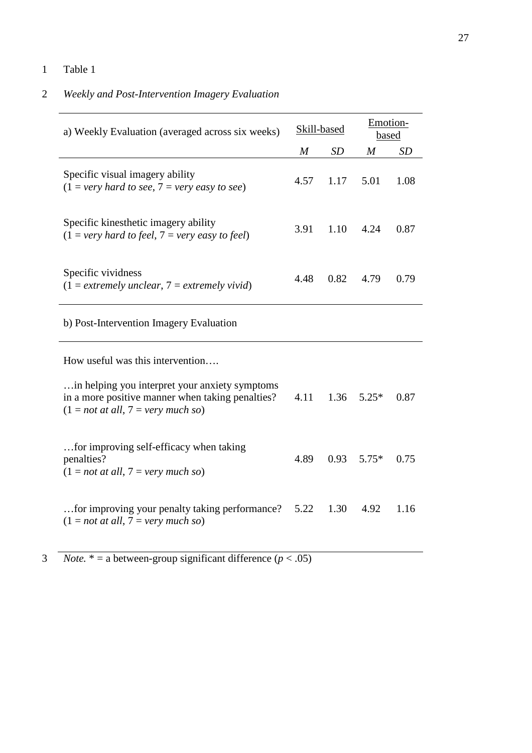Table 1

*Weekly and Post-Intervention Imagery Evaluation*

| a) Weekly Evaluation (averaged across six weeks) | Skill-based | | Emotion-based | |
|---|---|---|---|---|
| | *M* | *SD* | *M* | *SD* |
| Specific visual imagery ability (1 = *very hard to see*, 7 = *very easy to see*) | 4.57 | 1.17 | 5.01 | 1.08 |
| Specific kinesthetic imagery ability (1 = *very hard to feel*, 7 = *very easy to feel*) | 3.91 | 1.10 | 4.24 | 0.87 |
| Specific vividness (1 = *extremely unclear*, 7 = *extremely vivid*) | 4.48 | 0.82 | 4.79 | 0.79 |
| **b) Post-Intervention Imagery Evaluation** | | | | |
| How useful was this intervention…. | | | | |
| …in helping you interpret your anxiety symptoms in a more positive manner when taking penalties? (1 = *not at all*, 7 = *very much so*) | 4.11 | 1.36 | 5.25* | 0.87 |
| …for improving self-efficacy when taking penalties? (1 = *not at all*, 7 = *very much so*) | 4.89 | 0.93 | 5.75* | 0.75 |
| …for improving your penalty taking performance? (1 = *not at all*, 7 = *very much so*) | 5.22 | 1.30 | 4.92 | 1.16 |

*Note.* * = a between-group significant difference ($p < .05$)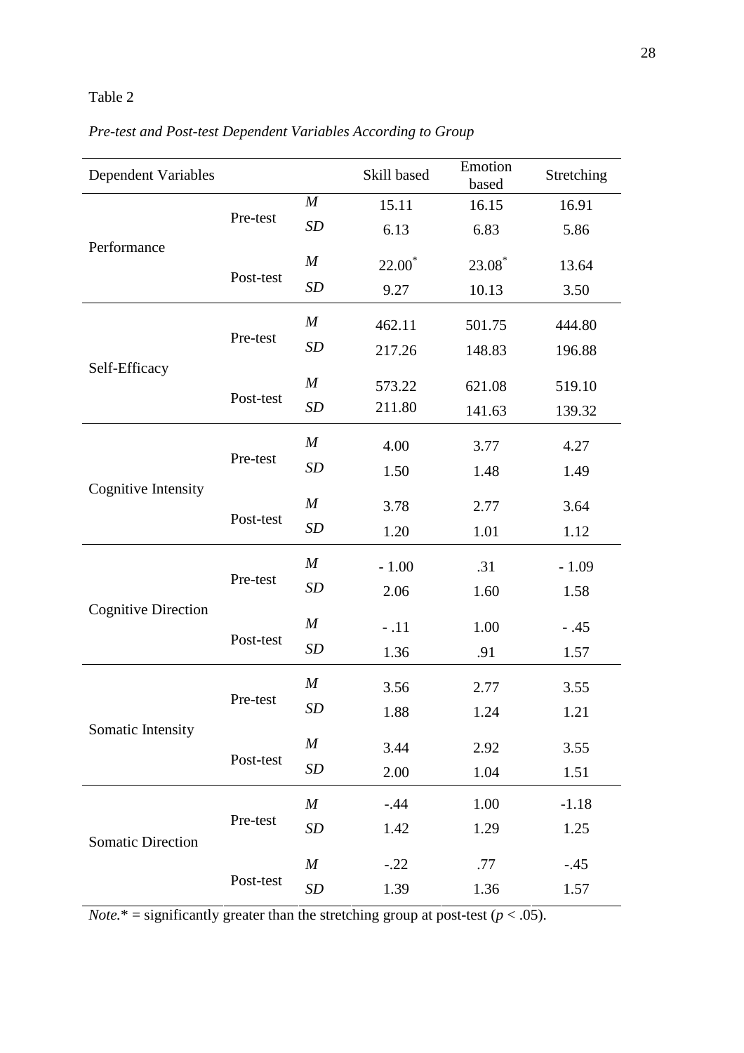Table 2

*Pre-test and Post-test Dependent Variables According to Group*

| Dependent Variables | | | Skill based | Emotion based | Stretching |
|---|---|---|---|---|---|
| Performance | Pre-test | *M* | 15.11 | 16.15 | 16.91 |
| | | *SD* | 6.13 | 6.83 | 5.86 |
| | Post-test | *M* | 22.00* | 23.08* | 13.64 |
| | | *SD* | 9.27 | 10.13 | 3.50 |
| Self-Efficacy | Pre-test | *M* | 462.11 | 501.75 | 444.80 |
| | | *SD* | 217.26 | 148.83 | 196.88 |
| | Post-test | *M* | 573.22 | 621.08 | 519.10 |
| | | *SD* | 211.80 | 141.63 | 139.32 |
| Cognitive Intensity | Pre-test | *M* | 4.00 | 3.77 | 4.27 |
| | | *SD* | 1.50 | 1.48 | 1.49 |
| | Post-test | *M* | 3.78 | 2.77 | 3.64 |
| | | *SD* | 1.20 | 1.01 | 1.12 |
| Cognitive Direction | Pre-test | *M* | - 1.00 | .31 | - 1.09 |
| | | *SD* | 2.06 | 1.60 | 1.58 |
| | Post-test | *M* | - .11 | 1.00 | - .45 |
| | | *SD* | 1.36 | .91 | 1.57 |
| Somatic Intensity | Pre-test | *M* | 3.56 | 2.77 | 3.55 |
| | | *SD* | 1.88 | 1.24 | 1.21 |
| | Post-test | *M* | 3.44 | 2.92 | 3.55 |
| | | *SD* | 2.00 | 1.04 | 1.51 |
| Somatic Direction | Pre-test | *M* | -.44 | 1.00 | -1.18 |
| | | *SD* | 1.42 | 1.29 | 1.25 |
| | Post-test | *M* | -.22 | .77 | -.45 |
| | | *SD* | 1.39 | 1.36 | 1.57 |

*Note.** = significantly greater than the stretching group at post-test ($p < .05$).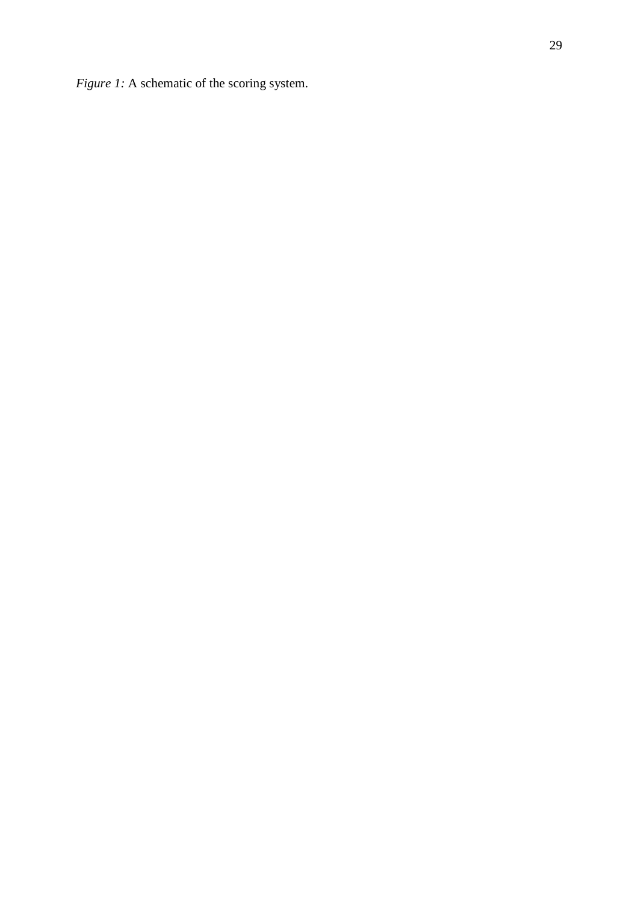*Figure 1:* A schematic of the scoring system.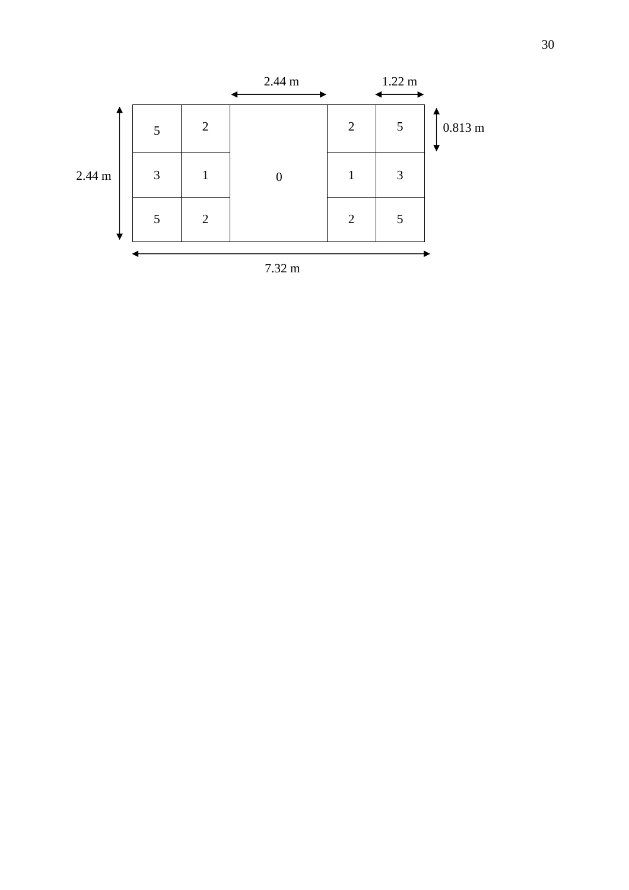2.44 m

1.22 m

0.813 m

2.44 m

5 2 2 5

3 1 0 1 3

5 2 2 5

7.32 m